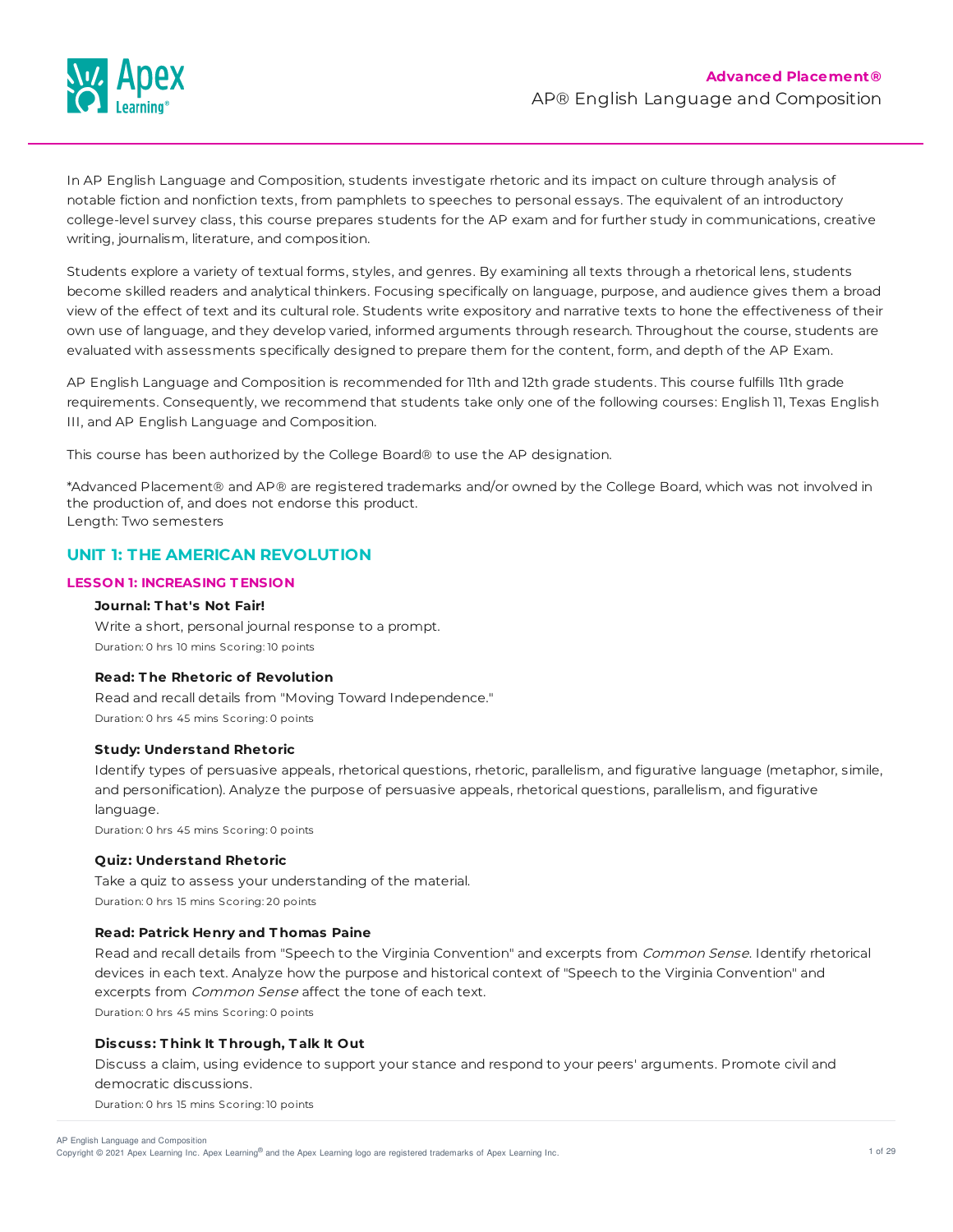**Advanced Placement®**

# AP® English Language and Composition

In AP English Language and Composition, students investigate rhetoric and its impact on culture through analysis of notable fiction and nonfiction texts, from pamphlets to speeches to personal essays. The equivalent of an introductory college-level survey class, this course prepares students for the AP exam and for further study in communications, creative writing, journalism, literature, and composition.

Students explore a variety of textual forms, styles, and genres. By examining all texts through a rhetorical lens, students become skilled readers and analytical thinkers. Focusing specifically on language, purpose, and audience gives them a broad view of the effect of text and its cultural role. Students write expository and narrative texts to hone the effectiveness of their own use of language, and they develop varied, informed arguments through research. Throughout the course, students are evaluated with assessments specifically designed to prepare them for the content, form, and depth of the AP Exam.

AP English Language and Composition is recommended for 11th and 12th grade students. This course fulfills 11th grade requirements. Consequently, we recommend that students take only one of the following courses: English 11, Texas English III, and AP English Language and Composition.

This course has been authorized by the College Board® to use the AP designation.

*Advanced Placement® and AP® are registered trademarks and/or owned by the College Board, which was not involved in the production of, and does not endorse this product.
Length: Two semesters

## UNIT 1: THE AMERICAN REVOLUTION

### LESSON 1: INCREASING TENSION

**Journal: That's Not Fair!**

Write a short, personal journal response to a prompt.

Duration: 0 hrs 10 mins Scoring: 10 points

**Read: The Rhetoric of Revolution**

Read and recall details from "Moving Toward Independence."

Duration: 0 hrs 45 mins Scoring: 0 points

**Study: Understand Rhetoric**

Identify types of persuasive appeals, rhetorical questions, rhetoric, parallelism, and figurative language (metaphor, simile, and personification). Analyze the purpose of persuasive appeals, rhetorical questions, parallelism, and figurative language.

Duration: 0 hrs 45 mins Scoring: 0 points

**Quiz: Understand Rhetoric**

Take a quiz to assess your understanding of the material.

Duration: 0 hrs 15 mins Scoring: 20 points

**Read: Patrick Henry and Thomas Paine**

Read and recall details from "Speech to the Virginia Convention" and excerpts from *Common Sense*. Identify rhetorical devices in each text. Analyze how the purpose and historical context of "Speech to the Virginia Convention" and excerpts from *Common Sense* affect the tone of each text.

Duration: 0 hrs 45 mins Scoring: 0 points

**Discuss: Think It Through, Talk It Out**

Discuss a claim, using evidence to support your stance and respond to your peers' arguments. Promote civil and democratic discussions.

Duration: 0 hrs 15 mins Scoring: 10 points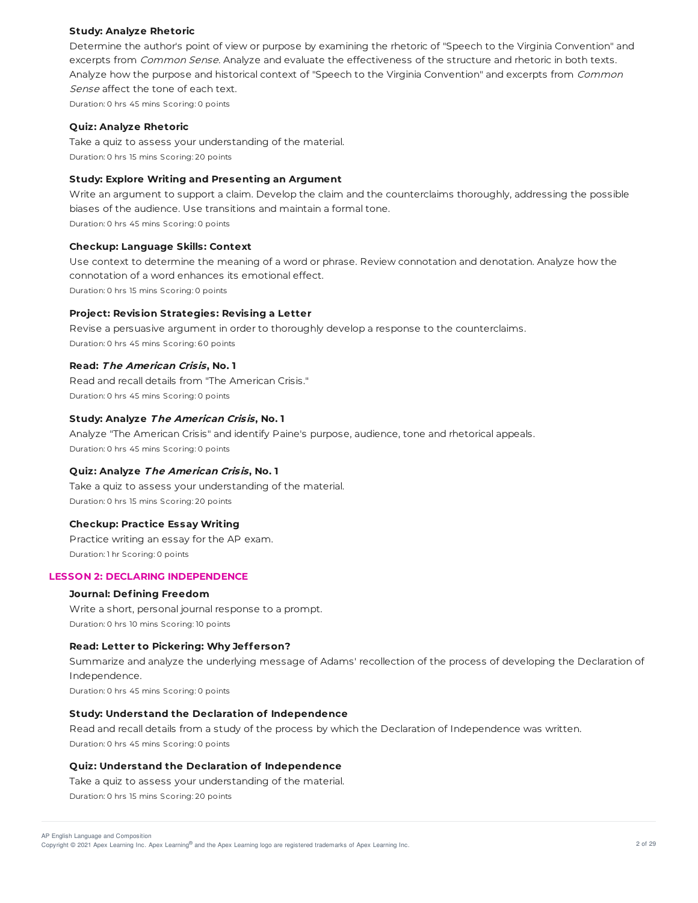#### Study: Analyze Rhetoric

Determine the author's point of view or purpose by examining the rhetoric of "Speech to the Virginia Convention" and excerpts from *Common Sense*. Analyze and evaluate the effectiveness of the structure and rhetoric in both texts. Analyze how the purpose and historical context of "Speech to the Virginia Convention" and excerpts from *Common Sense* affect the tone of each text.

Duration: 0 hrs 45 mins Scoring: 0 points

#### Quiz: Analyze Rhetoric

Take a quiz to assess your understanding of the material.

Duration: 0 hrs 15 mins Scoring: 20 points

#### Study: Explore Writing and Presenting an Argument

Write an argument to support a claim. Develop the claim and the counterclaims thoroughly, addressing the possible biases of the audience. Use transitions and maintain a formal tone.

Duration: 0 hrs 45 mins Scoring: 0 points

#### Checkup: Language Skills: Context

Use context to determine the meaning of a word or phrase. Review connotation and denotation. Analyze how the connotation of a word enhances its emotional effect.

Duration: 0 hrs 15 mins Scoring: 0 points

#### Project: Revision Strategies: Revising a Letter

Revise a persuasive argument in order to thoroughly develop a response to the counterclaims.

Duration: 0 hrs 45 mins Scoring: 60 points

#### Read: *The American Crisis*, No. 1

Read and recall details from "The American Crisis."

Duration: 0 hrs 45 mins Scoring: 0 points

#### Study: Analyze *The American Crisis*, No. 1

Analyze "The American Crisis" and identify Paine's purpose, audience, tone and rhetorical appeals.

Duration: 0 hrs 45 mins Scoring: 0 points

#### Quiz: Analyze *The American Crisis*, No. 1

Take a quiz to assess your understanding of the material.

Duration: 0 hrs 15 mins Scoring: 20 points

#### Checkup: Practice Essay Writing

Practice writing an essay for the AP exam.

Duration: 1 hr Scoring: 0 points

### LESSON 2: DECLARING INDEPENDENCE

#### Journal: Defining Freedom

Write a short, personal journal response to a prompt.

Duration: 0 hrs 10 mins Scoring: 10 points

#### Read: Letter to Pickering: Why Jefferson?

Summarize and analyze the underlying message of Adams' recollection of the process of developing the Declaration of Independence.

Duration: 0 hrs 45 mins Scoring: 0 points

#### Study: Understand the Declaration of Independence

Read and recall details from a study of the process by which the Declaration of Independence was written.

Duration: 0 hrs 45 mins Scoring: 0 points

#### Quiz: Understand the Declaration of Independence

Take a quiz to assess your understanding of the material.

Duration: 0 hrs 15 mins Scoring: 20 points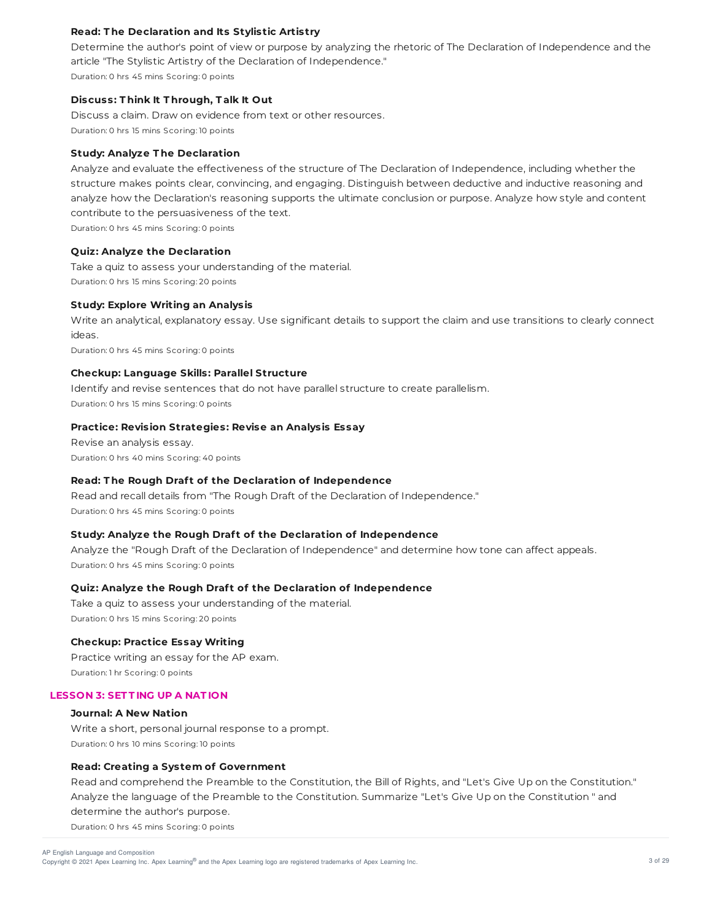**Read: The Declaration and Its Stylistic Artistry**

Determine the author's point of view or purpose by analyzing the rhetoric of The Declaration of Independence and the article "The Stylistic Artistry of the Declaration of Independence."

Duration: 0 hrs 45 mins Scoring: 0 points

**Discuss: Think It Through, Talk It Out**

Discuss a claim. Draw on evidence from text or other resources.

Duration: 0 hrs 15 mins Scoring: 10 points

**Study: Analyze The Declaration**

Analyze and evaluate the effectiveness of the structure of The Declaration of Independence, including whether the structure makes points clear, convincing, and engaging. Distinguish between deductive and inductive reasoning and analyze how the Declaration's reasoning supports the ultimate conclusion or purpose. Analyze how style and content contribute to the persuasiveness of the text.

Duration: 0 hrs 45 mins Scoring: 0 points

**Quiz: Analyze the Declaration**

Take a quiz to assess your understanding of the material.

Duration: 0 hrs 15 mins Scoring: 20 points

**Study: Explore Writing an Analysis**

Write an analytical, explanatory essay. Use significant details to support the claim and use transitions to clearly connect ideas.

Duration: 0 hrs 45 mins Scoring: 0 points

**Checkup: Language Skills: Parallel Structure**

Identify and revise sentences that do not have parallel structure to create parallelism.

Duration: 0 hrs 15 mins Scoring: 0 points

**Practice: Revision Strategies: Revise an Analysis Essay**

Revise an analysis essay.

Duration: 0 hrs 40 mins Scoring: 40 points

**Read: The Rough Draft of the Declaration of Independence**

Read and recall details from "The Rough Draft of the Declaration of Independence."

Duration: 0 hrs 45 mins Scoring: 0 points

**Study: Analyze the Rough Draft of the Declaration of Independence**

Analyze the "Rough Draft of the Declaration of Independence" and determine how tone can affect appeals.

Duration: 0 hrs 45 mins Scoring: 0 points

**Quiz: Analyze the Rough Draft of the Declaration of Independence**

Take a quiz to assess your understanding of the material.

Duration: 0 hrs 15 mins Scoring: 20 points

**Checkup: Practice Essay Writing**

Practice writing an essay for the AP exam.

Duration: 1 hr Scoring: 0 points

## LESSON 3: SETTING UP A NATION

**Journal: A New Nation**

Write a short, personal journal response to a prompt.

Duration: 0 hrs 10 mins Scoring: 10 points

**Read: Creating a System of Government**

Read and comprehend the Preamble to the Constitution, the Bill of Rights, and "Let's Give Up on the Constitution." Analyze the language of the Preamble to the Constitution. Summarize "Let's Give Up on the Constitution " and determine the author's purpose.

Duration: 0 hrs 45 mins Scoring: 0 points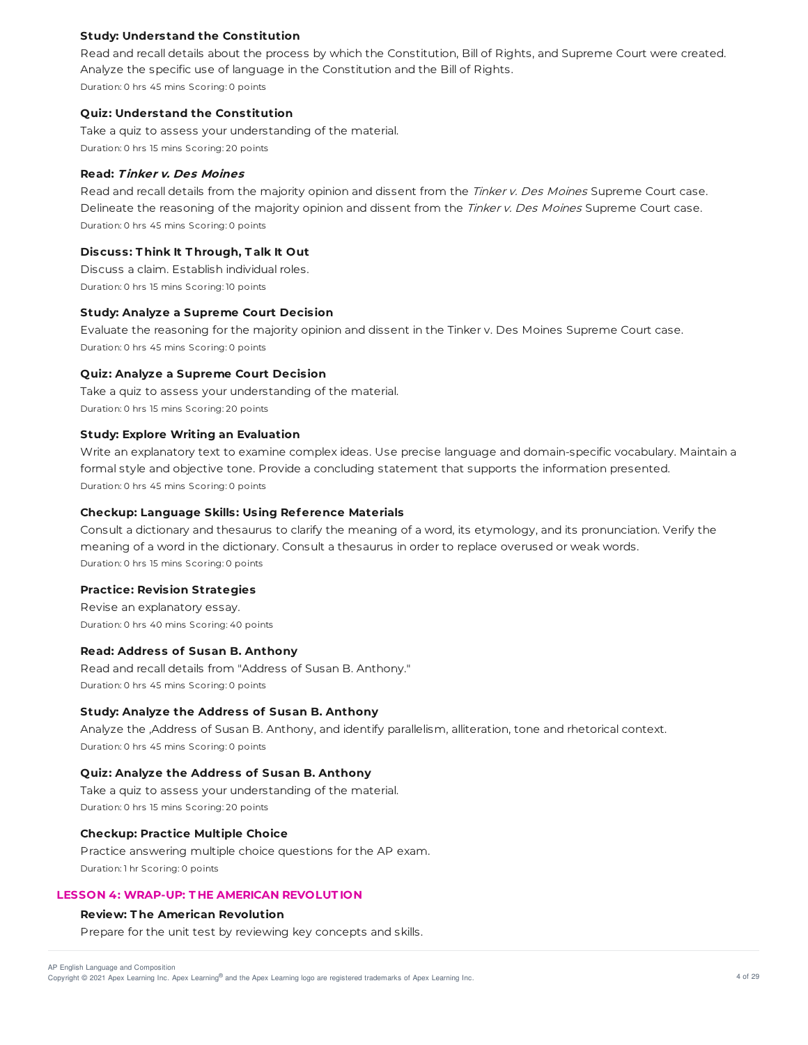### Study: Understand the Constitution

Read and recall details about the process by which the Constitution, Bill of Rights, and Supreme Court were created. Analyze the specific use of language in the Constitution and the Bill of Rights.

Duration: 0 hrs 45 mins Scoring: 0 points

### Quiz: Understand the Constitution

Take a quiz to assess your understanding of the material.

Duration: 0 hrs 15 mins Scoring: 20 points

### Read: *Tinker v. Des Moines*

Read and recall details from the majority opinion and dissent from the *Tinker v. Des Moines* Supreme Court case. Delineate the reasoning of the majority opinion and dissent from the *Tinker v. Des Moines* Supreme Court case.

Duration: 0 hrs 45 mins Scoring: 0 points

### Discuss: Think It Through, Talk It Out

Discuss a claim. Establish individual roles.

Duration: 0 hrs 15 mins Scoring: 10 points

### Study: Analyze a Supreme Court Decision

Evaluate the reasoning for the majority opinion and dissent in the Tinker v. Des Moines Supreme Court case.

Duration: 0 hrs 45 mins Scoring: 0 points

### Quiz: Analyze a Supreme Court Decision

Take a quiz to assess your understanding of the material.

Duration: 0 hrs 15 mins Scoring: 20 points

### Study: Explore Writing an Evaluation

Write an explanatory text to examine complex ideas. Use precise language and domain-specific vocabulary. Maintain a formal style and objective tone. Provide a concluding statement that supports the information presented.

Duration: 0 hrs 45 mins Scoring: 0 points

### Checkup: Language Skills: Using Reference Materials

Consult a dictionary and thesaurus to clarify the meaning of a word, its etymology, and its pronunciation. Verify the meaning of a word in the dictionary. Consult a thesaurus in order to replace overused or weak words.

Duration: 0 hrs 15 mins Scoring: 0 points

### Practice: Revision Strategies

Revise an explanatory essay.

Duration: 0 hrs 40 mins Scoring: 40 points

### Read: Address of Susan B. Anthony

Read and recall details from "Address of Susan B. Anthony."

Duration: 0 hrs 45 mins Scoring: 0 points

### Study: Analyze the Address of Susan B. Anthony

Analyze the ,Address of Susan B. Anthony, and identify parallelism, alliteration, tone and rhetorical context.

Duration: 0 hrs 45 mins Scoring: 0 points

### Quiz: Analyze the Address of Susan B. Anthony

Take a quiz to assess your understanding of the material.

Duration: 0 hrs 15 mins Scoring: 20 points

### Checkup: Practice Multiple Choice

Practice answering multiple choice questions for the AP exam.

Duration: 1 hr Scoring: 0 points

## LESSON 4: WRAP-UP: THE AMERICAN REVOLUTION

### Review: The American Revolution

Prepare for the unit test by reviewing key concepts and skills.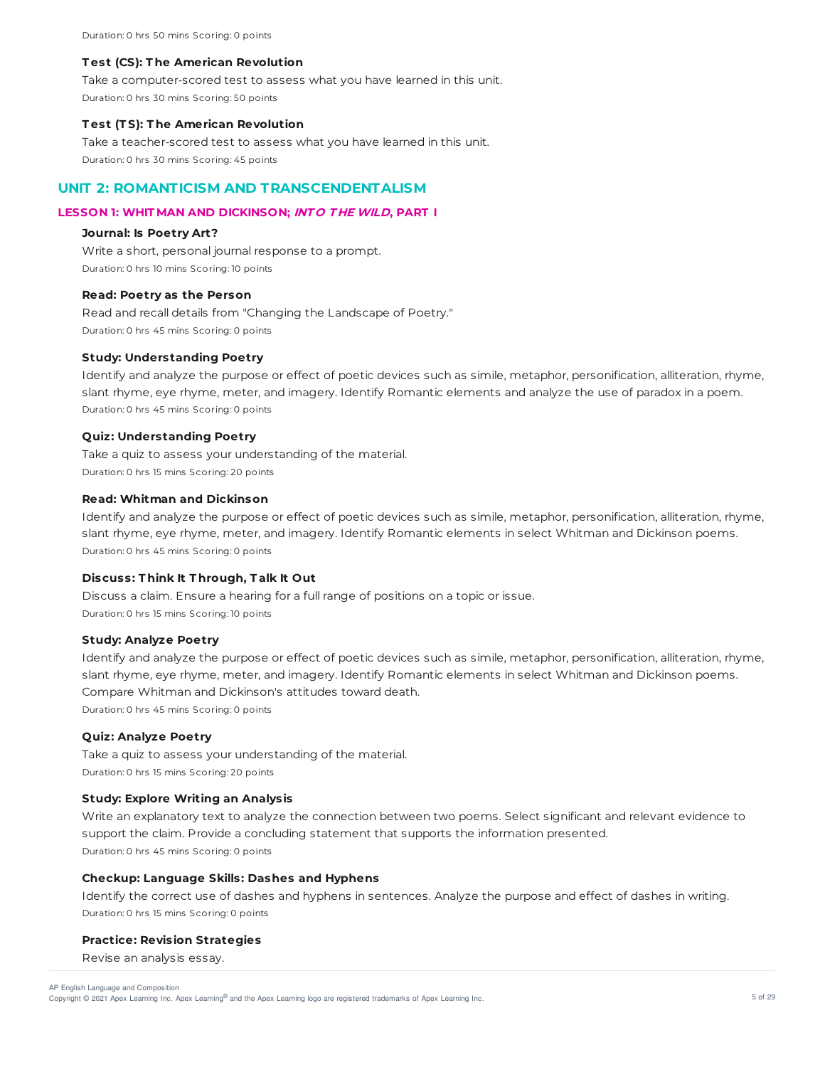Duration: 0 hrs 50 mins Scoring: 0 points

**Test (CS): The American Revolution**

Take a computer-scored test to assess what you have learned in this unit.

Duration: 0 hrs 30 mins Scoring: 50 points

**Test (TS): The American Revolution**

Take a teacher-scored test to assess what you have learned in this unit.

Duration: 0 hrs 30 mins Scoring: 45 points

## UNIT 2: ROMANTICISM AND TRANSCENDENTALISM

### LESSON 1: WHITMAN AND DICKINSON; *INTO THE WILD*, PART I

**Journal: Is Poetry Art?**

Write a short, personal journal response to a prompt.

Duration: 0 hrs 10 mins Scoring: 10 points

**Read: Poetry as the Person**

Read and recall details from "Changing the Landscape of Poetry."

Duration: 0 hrs 45 mins Scoring: 0 points

**Study: Understanding Poetry**

Identify and analyze the purpose or effect of poetic devices such as simile, metaphor, personification, alliteration, rhyme, slant rhyme, eye rhyme, meter, and imagery. Identify Romantic elements and analyze the use of paradox in a poem.

Duration: 0 hrs 45 mins Scoring: 0 points

**Quiz: Understanding Poetry**

Take a quiz to assess your understanding of the material.

Duration: 0 hrs 15 mins Scoring: 20 points

**Read: Whitman and Dickinson**

Identify and analyze the purpose or effect of poetic devices such as simile, metaphor, personification, alliteration, rhyme, slant rhyme, eye rhyme, meter, and imagery. Identify Romantic elements in select Whitman and Dickinson poems.

Duration: 0 hrs 45 mins Scoring: 0 points

**Discuss: Think It Through, Talk It Out**

Discuss a claim. Ensure a hearing for a full range of positions on a topic or issue.

Duration: 0 hrs 15 mins Scoring: 10 points

**Study: Analyze Poetry**

Identify and analyze the purpose or effect of poetic devices such as simile, metaphor, personification, alliteration, rhyme, slant rhyme, eye rhyme, meter, and imagery. Identify Romantic elements in select Whitman and Dickinson poems. Compare Whitman and Dickinson's attitudes toward death.

Duration: 0 hrs 45 mins Scoring: 0 points

**Quiz: Analyze Poetry**

Take a quiz to assess your understanding of the material.

Duration: 0 hrs 15 mins Scoring: 20 points

**Study: Explore Writing an Analysis**

Write an explanatory text to analyze the connection between two poems. Select significant and relevant evidence to support the claim. Provide a concluding statement that supports the information presented.

Duration: 0 hrs 45 mins Scoring: 0 points

**Checkup: Language Skills: Dashes and Hyphens**

Identify the correct use of dashes and hyphens in sentences. Analyze the purpose and effect of dashes in writing.

Duration: 0 hrs 15 mins Scoring: 0 points

**Practice: Revision Strategies**

Revise an analysis essay.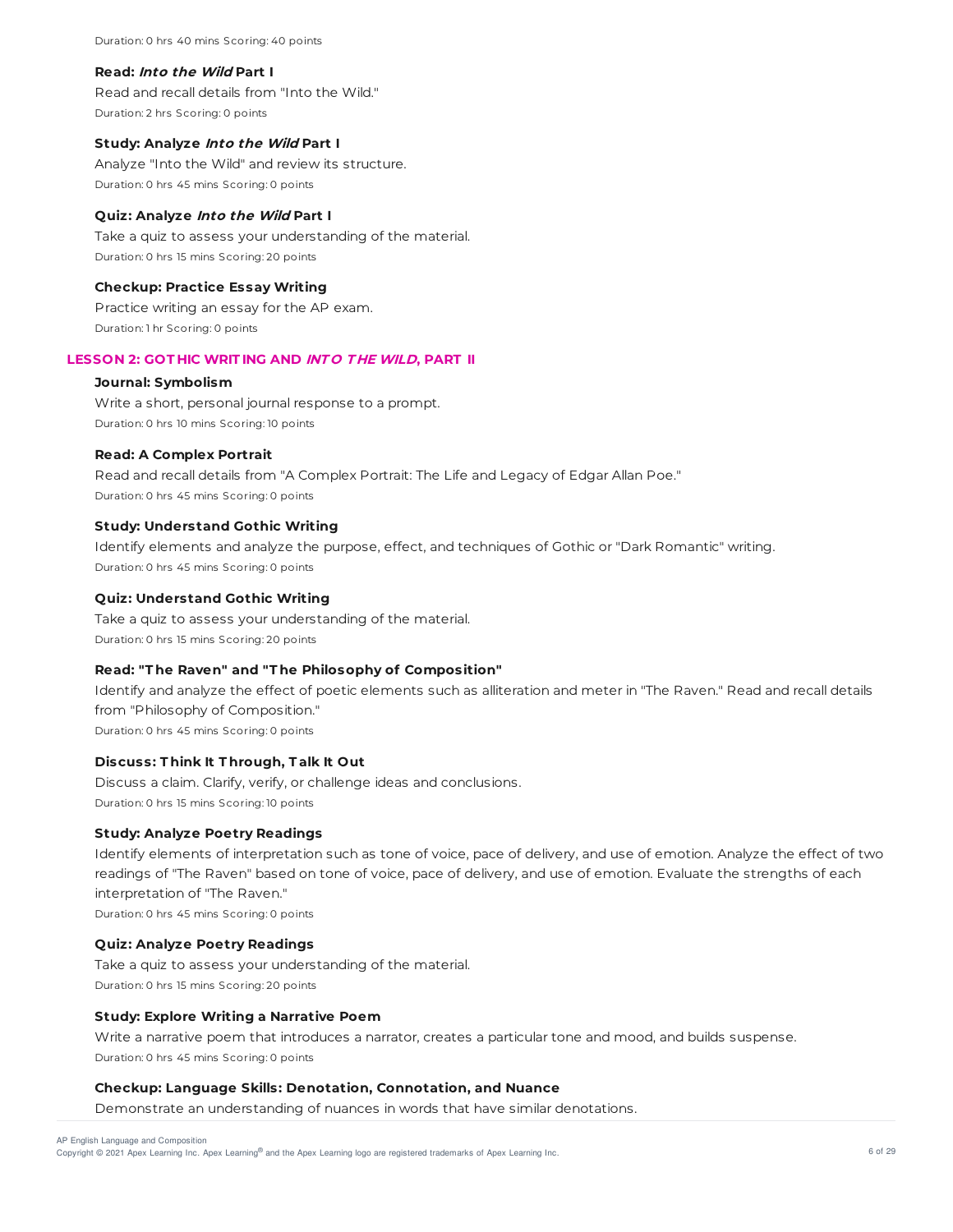Duration: 0 hrs 40 mins Scoring: 40 points

**Read: *Into the Wild* Part I**

Read and recall details from "Into the Wild."

Duration: 2 hrs Scoring: 0 points

**Study: Analyze *Into the Wild* Part I**

Analyze "Into the Wild" and review its structure.

Duration: 0 hrs 45 mins Scoring: 0 points

**Quiz: Analyze *Into the Wild* Part I**

Take a quiz to assess your understanding of the material.

Duration: 0 hrs 15 mins Scoring: 20 points

**Checkup: Practice Essay Writing**

Practice writing an essay for the AP exam.

Duration: 1 hr Scoring: 0 points

## LESSON 2: GOTHIC WRITING AND *INTO THE WILD*, PART II

**Journal: Symbolism**

Write a short, personal journal response to a prompt.

Duration: 0 hrs 10 mins Scoring: 10 points

**Read: A Complex Portrait**

Read and recall details from "A Complex Portrait: The Life and Legacy of Edgar Allan Poe."

Duration: 0 hrs 45 mins Scoring: 0 points

**Study: Understand Gothic Writing**

Identify elements and analyze the purpose, effect, and techniques of Gothic or "Dark Romantic" writing.

Duration: 0 hrs 45 mins Scoring: 0 points

**Quiz: Understand Gothic Writing**

Take a quiz to assess your understanding of the material.

Duration: 0 hrs 15 mins Scoring: 20 points

**Read: "The Raven" and "The Philosophy of Composition"**

Identify and analyze the effect of poetic elements such as alliteration and meter in "The Raven." Read and recall details from "Philosophy of Composition."

Duration: 0 hrs 45 mins Scoring: 0 points

**Discuss: Think It Through, Talk It Out**

Discuss a claim. Clarify, verify, or challenge ideas and conclusions.

Duration: 0 hrs 15 mins Scoring: 10 points

**Study: Analyze Poetry Readings**

Identify elements of interpretation such as tone of voice, pace of delivery, and use of emotion. Analyze the effect of two readings of "The Raven" based on tone of voice, pace of delivery, and use of emotion. Evaluate the strengths of each interpretation of "The Raven."

Duration: 0 hrs 45 mins Scoring: 0 points

**Quiz: Analyze Poetry Readings**

Take a quiz to assess your understanding of the material.

Duration: 0 hrs 15 mins Scoring: 20 points

**Study: Explore Writing a Narrative Poem**

Write a narrative poem that introduces a narrator, creates a particular tone and mood, and builds suspense.

Duration: 0 hrs 45 mins Scoring: 0 points

**Checkup: Language Skills: Denotation, Connotation, and Nuance**

Demonstrate an understanding of nuances in words that have similar denotations.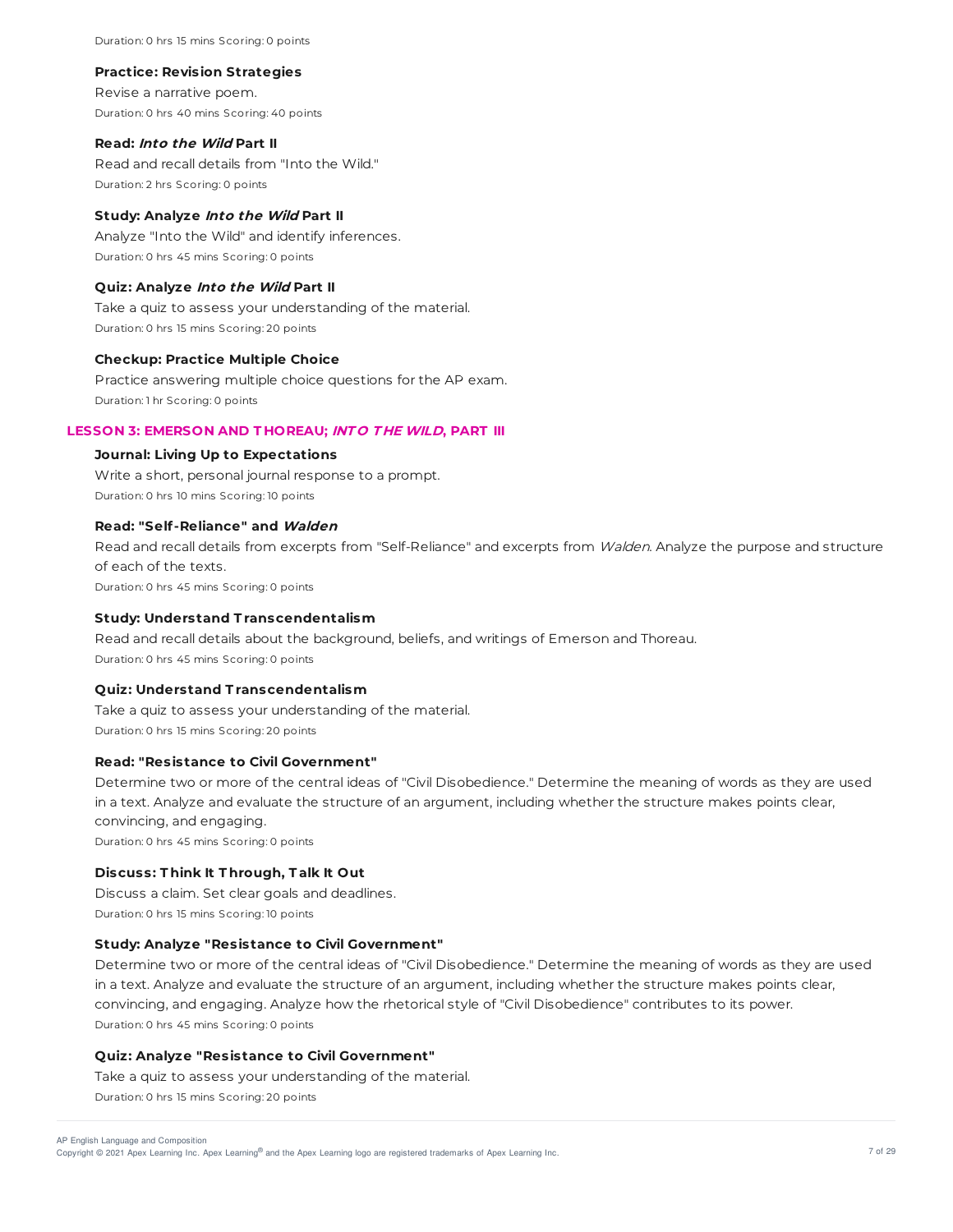Duration: 0 hrs 15 mins Scoring: 0 points

**Practice: Revision Strategies**

Revise a narrative poem.

Duration: 0 hrs 40 mins Scoring: 40 points

**Read: *Into the Wild* Part II**

Read and recall details from "Into the Wild."

Duration: 2 hrs Scoring: 0 points

**Study: Analyze *Into the Wild* Part II**

Analyze "Into the Wild" and identify inferences.

Duration: 0 hrs 45 mins Scoring: 0 points

**Quiz: Analyze *Into the Wild* Part II**

Take a quiz to assess your understanding of the material.

Duration: 0 hrs 15 mins Scoring: 20 points

**Checkup: Practice Multiple Choice**

Practice answering multiple choice questions for the AP exam.

Duration: 1 hr Scoring: 0 points

## LESSON 3: EMERSON AND THOREAU; *INTO THE WILD*, PART III

**Journal: Living Up to Expectations**

Write a short, personal journal response to a prompt.

Duration: 0 hrs 10 mins Scoring: 10 points

**Read: "Self-Reliance" and *Walden***

Read and recall details from excerpts from "Self-Reliance" and excerpts from *Walden*. Analyze the purpose and structure of each of the texts.

Duration: 0 hrs 45 mins Scoring: 0 points

**Study: Understand Transcendentalism**

Read and recall details about the background, beliefs, and writings of Emerson and Thoreau.

Duration: 0 hrs 45 mins Scoring: 0 points

**Quiz: Understand Transcendentalism**

Take a quiz to assess your understanding of the material.

Duration: 0 hrs 15 mins Scoring: 20 points

**Read: "Resistance to Civil Government"**

Determine two or more of the central ideas of "Civil Disobedience." Determine the meaning of words as they are used in a text. Analyze and evaluate the structure of an argument, including whether the structure makes points clear, convincing, and engaging.

Duration: 0 hrs 45 mins Scoring: 0 points

**Discuss: Think It Through, Talk It Out**

Discuss a claim. Set clear goals and deadlines.

Duration: 0 hrs 15 mins Scoring: 10 points

**Study: Analyze "Resistance to Civil Government"**

Determine two or more of the central ideas of "Civil Disobedience." Determine the meaning of words as they are used in a text. Analyze and evaluate the structure of an argument, including whether the structure makes points clear, convincing, and engaging. Analyze how the rhetorical style of "Civil Disobedience" contributes to its power.

Duration: 0 hrs 45 mins Scoring: 0 points

**Quiz: Analyze "Resistance to Civil Government"**

Take a quiz to assess your understanding of the material.

Duration: 0 hrs 15 mins Scoring: 20 points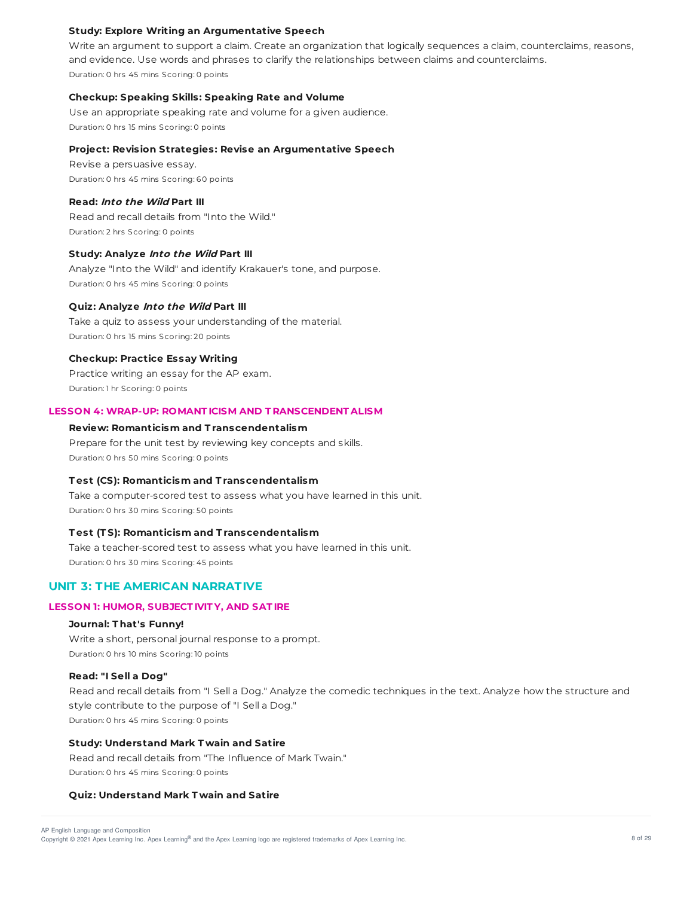**Study: Explore Writing an Argumentative Speech**

Write an argument to support a claim. Create an organization that logically sequences a claim, counterclaims, reasons, and evidence. Use words and phrases to clarify the relationships between claims and counterclaims.

Duration: 0 hrs 45 mins Scoring: 0 points

**Checkup: Speaking Skills: Speaking Rate and Volume**

Use an appropriate speaking rate and volume for a given audience.

Duration: 0 hrs 15 mins Scoring: 0 points

**Project: Revision Strategies: Revise an Argumentative Speech**

Revise a persuasive essay.

Duration: 0 hrs 45 mins Scoring: 60 points

**Read: *Into the Wild* Part III**

Read and recall details from "Into the Wild."

Duration: 2 hrs Scoring: 0 points

**Study: Analyze *Into the Wild* Part III**

Analyze "Into the Wild" and identify Krakauer's tone, and purpose.

Duration: 0 hrs 45 mins Scoring: 0 points

**Quiz: Analyze *Into the Wild* Part III**

Take a quiz to assess your understanding of the material.

Duration: 0 hrs 15 mins Scoring: 20 points

**Checkup: Practice Essay Writing**

Practice writing an essay for the AP exam.

Duration: 1 hr Scoring: 0 points

### LESSON 4: WRAP-UP: ROMANTICISM AND TRANSCENDENTALISM

**Review: Romanticism and Transcendentalism**

Prepare for the unit test by reviewing key concepts and skills.

Duration: 0 hrs 50 mins Scoring: 0 points

**Test (CS): Romanticism and Transcendentalism**

Take a computer-scored test to assess what you have learned in this unit.

Duration: 0 hrs 30 mins Scoring: 50 points

**Test (TS): Romanticism and Transcendentalism**

Take a teacher-scored test to assess what you have learned in this unit.

Duration: 0 hrs 30 mins Scoring: 45 points

## UNIT 3: THE AMERICAN NARRATIVE

### LESSON 1: HUMOR, SUBJECTIVITY, AND SATIRE

**Journal: That's Funny!**

Write a short, personal journal response to a prompt.

Duration: 0 hrs 10 mins Scoring: 10 points

**Read: "I Sell a Dog"**

Read and recall details from "I Sell a Dog." Analyze the comedic techniques in the text. Analyze how the structure and style contribute to the purpose of "I Sell a Dog."

Duration: 0 hrs 45 mins Scoring: 0 points

**Study: Understand Mark Twain and Satire**

Read and recall details from "The Influence of Mark Twain."

Duration: 0 hrs 45 mins Scoring: 0 points

**Quiz: Understand Mark Twain and Satire**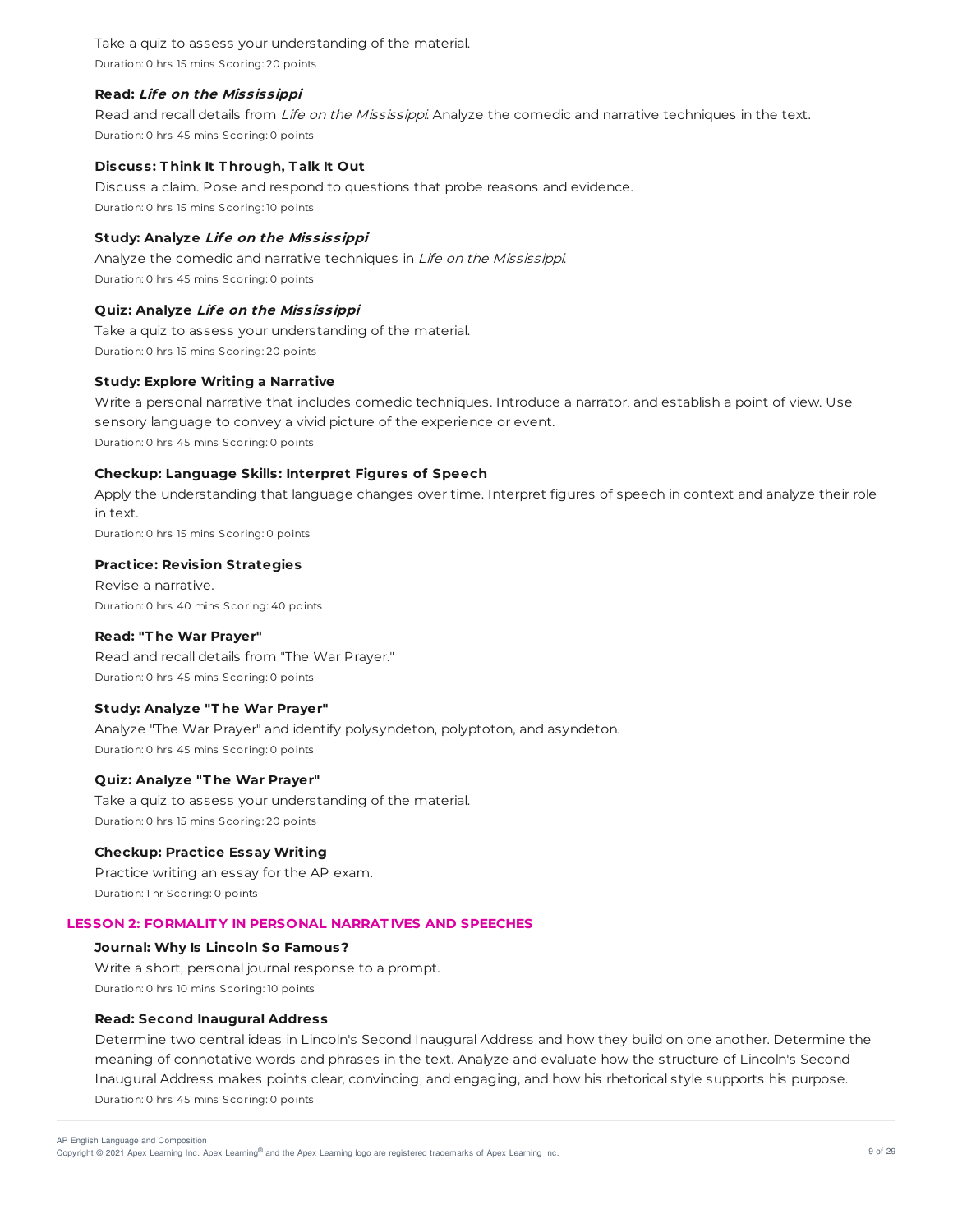Take a quiz to assess your understanding of the material.

Duration: 0 hrs 15 mins Scoring: 20 points

**Read: *Life on the Mississippi***

Read and recall details from *Life on the Mississippi*. Analyze the comedic and narrative techniques in the text.

Duration: 0 hrs 45 mins Scoring: 0 points

**Discuss: Think It Through, Talk It Out**

Discuss a claim. Pose and respond to questions that probe reasons and evidence.

Duration: 0 hrs 15 mins Scoring: 10 points

**Study: Analyze *Life on the Mississippi***

Analyze the comedic and narrative techniques in *Life on the Mississippi*.

Duration: 0 hrs 45 mins Scoring: 0 points

**Quiz: Analyze *Life on the Mississippi***

Take a quiz to assess your understanding of the material.

Duration: 0 hrs 15 mins Scoring: 20 points

**Study: Explore Writing a Narrative**

Write a personal narrative that includes comedic techniques. Introduce a narrator, and establish a point of view. Use sensory language to convey a vivid picture of the experience or event.

Duration: 0 hrs 45 mins Scoring: 0 points

**Checkup: Language Skills: Interpret Figures of Speech**

Apply the understanding that language changes over time. Interpret figures of speech in context and analyze their role in text.

Duration: 0 hrs 15 mins Scoring: 0 points

**Practice: Revision Strategies**

Revise a narrative.

Duration: 0 hrs 40 mins Scoring: 40 points

**Read: "The War Prayer"**

Read and recall details from "The War Prayer."

Duration: 0 hrs 45 mins Scoring: 0 points

**Study: Analyze "The War Prayer"**

Analyze "The War Prayer" and identify polysyndeton, polyptoton, and asyndeton.

Duration: 0 hrs 45 mins Scoring: 0 points

**Quiz: Analyze "The War Prayer"**

Take a quiz to assess your understanding of the material.

Duration: 0 hrs 15 mins Scoring: 20 points

**Checkup: Practice Essay Writing**

Practice writing an essay for the AP exam.

Duration: 1 hr Scoring: 0 points

## LESSON 2: FORMALITY IN PERSONAL NARRATIVES AND SPEECHES

**Journal: Why Is Lincoln So Famous?**

Write a short, personal journal response to a prompt.

Duration: 0 hrs 10 mins Scoring: 10 points

**Read: Second Inaugural Address**

Determine two central ideas in Lincoln's Second Inaugural Address and how they build on one another. Determine the meaning of connotative words and phrases in the text. Analyze and evaluate how the structure of Lincoln's Second Inaugural Address makes points clear, convincing, and engaging, and how his rhetorical style supports his purpose.

Duration: 0 hrs 45 mins Scoring: 0 points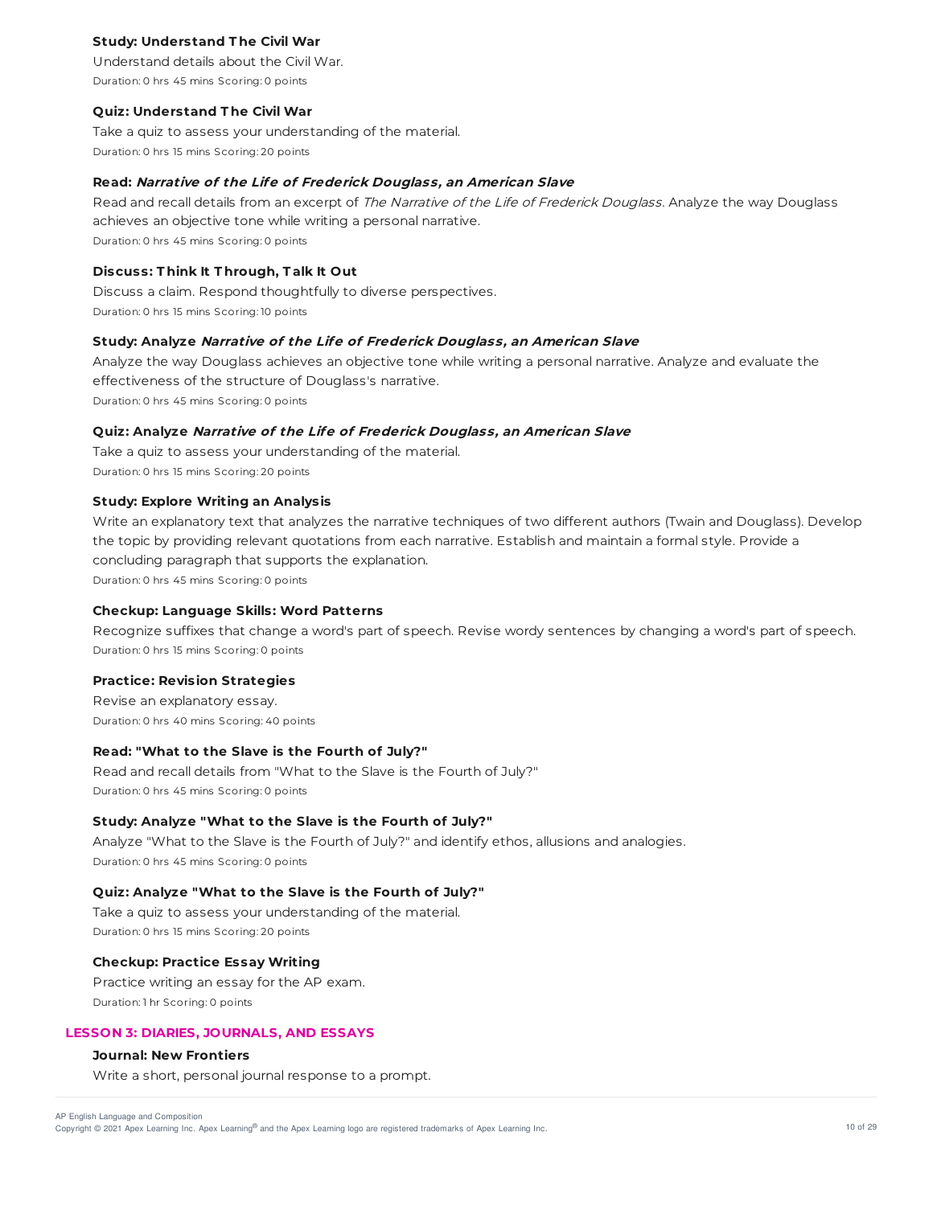**Study: Understand The Civil War**

Understand details about the Civil War.

Duration: 0 hrs 45 mins Scoring: 0 points

**Quiz: Understand The Civil War**

Take a quiz to assess your understanding of the material.

Duration: 0 hrs 15 mins Scoring: 20 points

**Read: *Narrative of the Life of Frederick Douglass, an American Slave***

Read and recall details from an excerpt of *The Narrative of the Life of Frederick Douglass*. Analyze the way Douglass achieves an objective tone while writing a personal narrative.

Duration: 0 hrs 45 mins Scoring: 0 points

**Discuss: Think It Through, Talk It Out**

Discuss a claim. Respond thoughtfully to diverse perspectives.

Duration: 0 hrs 15 mins Scoring: 10 points

**Study: Analyze *Narrative of the Life of Frederick Douglass, an American Slave***

Analyze the way Douglass achieves an objective tone while writing a personal narrative. Analyze and evaluate the effectiveness of the structure of Douglass's narrative.

Duration: 0 hrs 45 mins Scoring: 0 points

**Quiz: Analyze *Narrative of the Life of Frederick Douglass, an American Slave***

Take a quiz to assess your understanding of the material.

Duration: 0 hrs 15 mins Scoring: 20 points

**Study: Explore Writing an Analysis**

Write an explanatory text that analyzes the narrative techniques of two different authors (Twain and Douglass). Develop the topic by providing relevant quotations from each narrative. Establish and maintain a formal style. Provide a concluding paragraph that supports the explanation.

Duration: 0 hrs 45 mins Scoring: 0 points

**Checkup: Language Skills: Word Patterns**

Recognize suffixes that change a word's part of speech. Revise wordy sentences by changing a word's part of speech.

Duration: 0 hrs 15 mins Scoring: 0 points

**Practice: Revision Strategies**

Revise an explanatory essay.

Duration: 0 hrs 40 mins Scoring: 40 points

**Read: "What to the Slave is the Fourth of July?"**

Read and recall details from "What to the Slave is the Fourth of July?"

Duration: 0 hrs 45 mins Scoring: 0 points

**Study: Analyze "What to the Slave is the Fourth of July?"**

Analyze "What to the Slave is the Fourth of July?" and identify ethos, allusions and analogies.

Duration: 0 hrs 45 mins Scoring: 0 points

**Quiz: Analyze "What to the Slave is the Fourth of July?"**

Take a quiz to assess your understanding of the material.

Duration: 0 hrs 15 mins Scoring: 20 points

**Checkup: Practice Essay Writing**

Practice writing an essay for the AP exam.

Duration: 1 hr Scoring: 0 points

## LESSON 3: DIARIES, JOURNALS, AND ESSAYS

**Journal: New Frontiers**

Write a short, personal journal response to a prompt.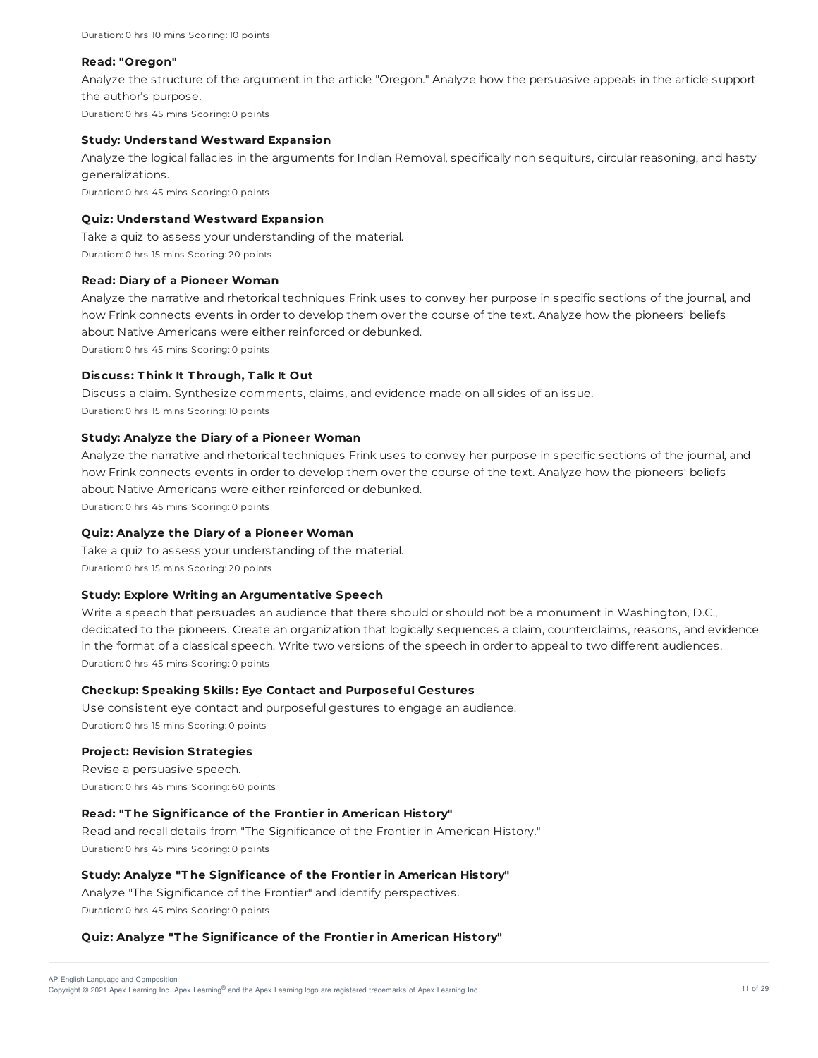Duration: 0 hrs 10 mins Scoring: 10 points

**Read: "Oregon"**

Analyze the structure of the argument in the article "Oregon." Analyze how the persuasive appeals in the article support the author's purpose.

Duration: 0 hrs 45 mins Scoring: 0 points

**Study: Understand Westward Expansion**

Analyze the logical fallacies in the arguments for Indian Removal, specifically non sequiturs, circular reasoning, and hasty generalizations.

Duration: 0 hrs 45 mins Scoring: 0 points

**Quiz: Understand Westward Expansion**

Take a quiz to assess your understanding of the material.

Duration: 0 hrs 15 mins Scoring: 20 points

**Read: Diary of a Pioneer Woman**

Analyze the narrative and rhetorical techniques Frink uses to convey her purpose in specific sections of the journal, and how Frink connects events in order to develop them over the course of the text. Analyze how the pioneers' beliefs about Native Americans were either reinforced or debunked.

Duration: 0 hrs 45 mins Scoring: 0 points

**Discuss: Think It Through, Talk It Out**

Discuss a claim. Synthesize comments, claims, and evidence made on all sides of an issue.

Duration: 0 hrs 15 mins Scoring: 10 points

**Study: Analyze the Diary of a Pioneer Woman**

Analyze the narrative and rhetorical techniques Frink uses to convey her purpose in specific sections of the journal, and how Frink connects events in order to develop them over the course of the text. Analyze how the pioneers' beliefs about Native Americans were either reinforced or debunked.

Duration: 0 hrs 45 mins Scoring: 0 points

**Quiz: Analyze the Diary of a Pioneer Woman**

Take a quiz to assess your understanding of the material.

Duration: 0 hrs 15 mins Scoring: 20 points

**Study: Explore Writing an Argumentative Speech**

Write a speech that persuades an audience that there should or should not be a monument in Washington, D.C., dedicated to the pioneers. Create an organization that logically sequences a claim, counterclaims, reasons, and evidence in the format of a classical speech. Write two versions of the speech in order to appeal to two different audiences.

Duration: 0 hrs 45 mins Scoring: 0 points

**Checkup: Speaking Skills: Eye Contact and Purposeful Gestures**

Use consistent eye contact and purposeful gestures to engage an audience.

Duration: 0 hrs 15 mins Scoring: 0 points

**Project: Revision Strategies**

Revise a persuasive speech.

Duration: 0 hrs 45 mins Scoring: 60 points

**Read: "The Significance of the Frontier in American History"**

Read and recall details from "The Significance of the Frontier in American History."

Duration: 0 hrs 45 mins Scoring: 0 points

**Study: Analyze "The Significance of the Frontier in American History"**

Analyze "The Significance of the Frontier" and identify perspectives.

Duration: 0 hrs 45 mins Scoring: 0 points

**Quiz: Analyze "The Significance of the Frontier in American History"**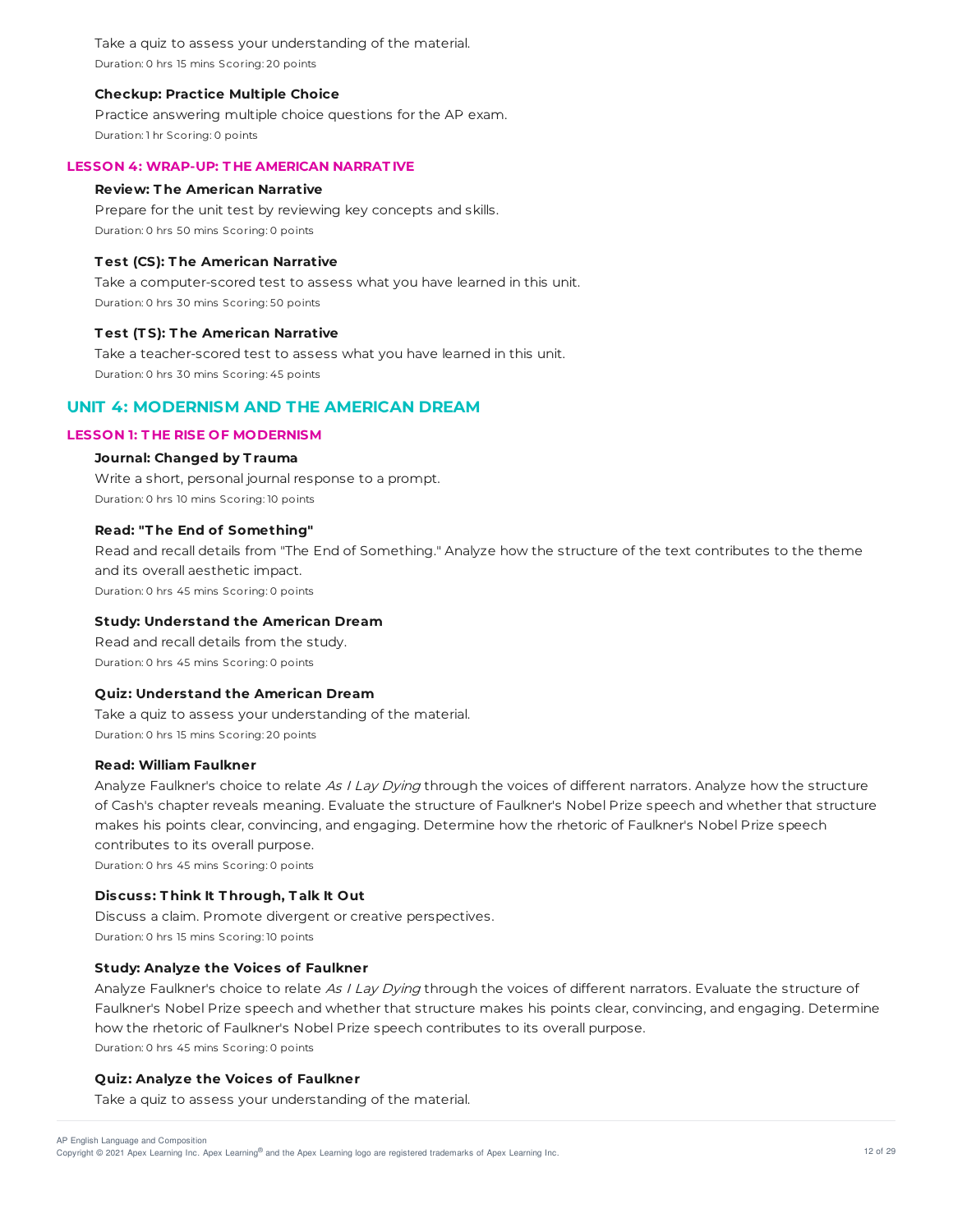Take a quiz to assess your understanding of the material.

Duration: 0 hrs 15 mins Scoring: 20 points

**Checkup: Practice Multiple Choice**

Practice answering multiple choice questions for the AP exam.

Duration: 1 hr Scoring: 0 points

### LESSON 4: WRAP-UP: THE AMERICAN NARRATIVE

**Review: The American Narrative**

Prepare for the unit test by reviewing key concepts and skills.

Duration: 0 hrs 50 mins Scoring: 0 points

**Test (CS): The American Narrative**

Take a computer-scored test to assess what you have learned in this unit.

Duration: 0 hrs 30 mins Scoring: 50 points

**Test (TS): The American Narrative**

Take a teacher-scored test to assess what you have learned in this unit.

Duration: 0 hrs 30 mins Scoring: 45 points

## UNIT 4: MODERNISM AND THE AMERICAN DREAM

### LESSON 1: THE RISE OF MODERNISM

**Journal: Changed by Trauma**

Write a short, personal journal response to a prompt.

Duration: 0 hrs 10 mins Scoring: 10 points

**Read: "The End of Something"**

Read and recall details from "The End of Something." Analyze how the structure of the text contributes to the theme and its overall aesthetic impact.

Duration: 0 hrs 45 mins Scoring: 0 points

**Study: Understand the American Dream**

Read and recall details from the study.

Duration: 0 hrs 45 mins Scoring: 0 points

**Quiz: Understand the American Dream**

Take a quiz to assess your understanding of the material.

Duration: 0 hrs 15 mins Scoring: 20 points

**Read: William Faulkner**

Analyze Faulkner's choice to relate *As I Lay Dying* through the voices of different narrators. Analyze how the structure of Cash's chapter reveals meaning. Evaluate the structure of Faulkner's Nobel Prize speech and whether that structure makes his points clear, convincing, and engaging. Determine how the rhetoric of Faulkner's Nobel Prize speech contributes to its overall purpose.

Duration: 0 hrs 45 mins Scoring: 0 points

**Discuss: Think It Through, Talk It Out**

Discuss a claim. Promote divergent or creative perspectives.

Duration: 0 hrs 15 mins Scoring: 10 points

**Study: Analyze the Voices of Faulkner**

Analyze Faulkner's choice to relate *As I Lay Dying* through the voices of different narrators. Evaluate the structure of Faulkner's Nobel Prize speech and whether that structure makes his points clear, convincing, and engaging. Determine how the rhetoric of Faulkner's Nobel Prize speech contributes to its overall purpose.

Duration: 0 hrs 45 mins Scoring: 0 points

**Quiz: Analyze the Voices of Faulkner**

Take a quiz to assess your understanding of the material.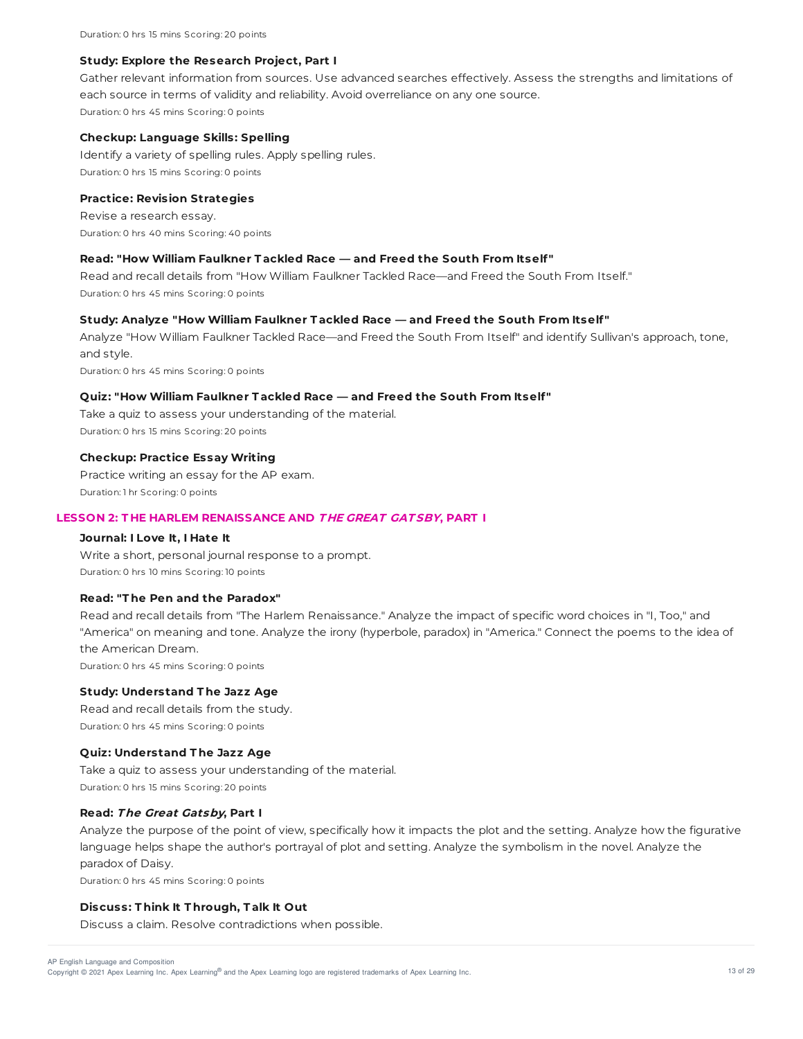Duration: 0 hrs 15 mins Scoring: 20 points

**Study: Explore the Research Project, Part I**

Gather relevant information from sources. Use advanced searches effectively. Assess the strengths and limitations of each source in terms of validity and reliability. Avoid overreliance on any one source.

Duration: 0 hrs 45 mins Scoring: 0 points

**Checkup: Language Skills: Spelling**

Identify a variety of spelling rules. Apply spelling rules.

Duration: 0 hrs 15 mins Scoring: 0 points

**Practice: Revision Strategies**

Revise a research essay.

Duration: 0 hrs 40 mins Scoring: 40 points

**Read: "How William Faulkner Tackled Race — and Freed the South From Itself"**

Read and recall details from "How William Faulkner Tackled Race—and Freed the South From Itself."

Duration: 0 hrs 45 mins Scoring: 0 points

**Study: Analyze "How William Faulkner Tackled Race — and Freed the South From Itself"**

Analyze "How William Faulkner Tackled Race—and Freed the South From Itself" and identify Sullivan's approach, tone, and style.

Duration: 0 hrs 45 mins Scoring: 0 points

**Quiz: "How William Faulkner Tackled Race — and Freed the South From Itself"**

Take a quiz to assess your understanding of the material.

Duration: 0 hrs 15 mins Scoring: 20 points

**Checkup: Practice Essay Writing**

Practice writing an essay for the AP exam.

Duration: 1 hr Scoring: 0 points

## LESSON 2: THE HARLEM RENAISSANCE AND *THE GREAT GATSBY*, PART I

**Journal: I Love It, I Hate It**

Write a short, personal journal response to a prompt.

Duration: 0 hrs 10 mins Scoring: 10 points

**Read: "The Pen and the Paradox"**

Read and recall details from "The Harlem Renaissance." Analyze the impact of specific word choices in "I, Too," and "America" on meaning and tone. Analyze the irony (hyperbole, paradox) in "America." Connect the poems to the idea of the American Dream.

Duration: 0 hrs 45 mins Scoring: 0 points

**Study: Understand The Jazz Age**

Read and recall details from the study.

Duration: 0 hrs 45 mins Scoring: 0 points

**Quiz: Understand The Jazz Age**

Take a quiz to assess your understanding of the material.

Duration: 0 hrs 15 mins Scoring: 20 points

**Read: *The Great Gatsby*, Part I**

Analyze the purpose of the point of view, specifically how it impacts the plot and the setting. Analyze how the figurative language helps shape the author's portrayal of plot and setting. Analyze the symbolism in the novel. Analyze the paradox of Daisy.

Duration: 0 hrs 45 mins Scoring: 0 points

**Discuss: Think It Through, Talk It Out**

Discuss a claim. Resolve contradictions when possible.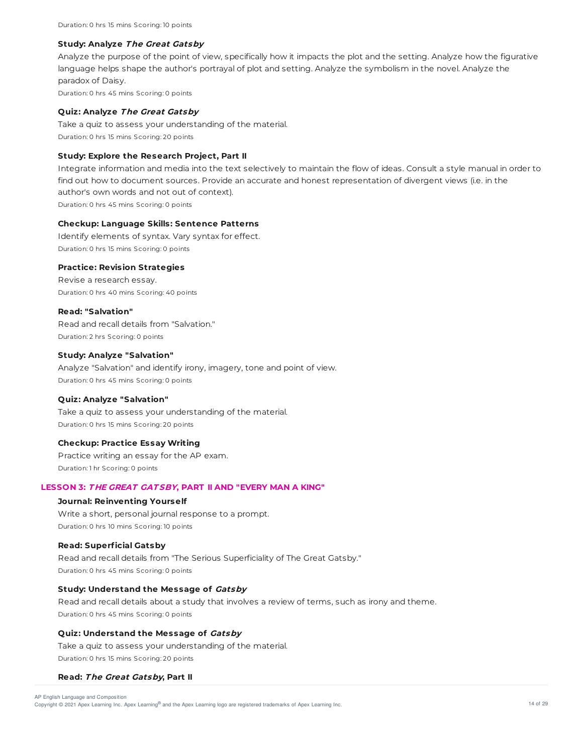Duration: 0 hrs 15 mins Scoring: 10 points

**Study: Analyze *The Great Gatsby***

Analyze the purpose of the point of view, specifically how it impacts the plot and the setting. Analyze how the figurative language helps shape the author's portrayal of plot and setting. Analyze the symbolism in the novel. Analyze the paradox of Daisy.

Duration: 0 hrs 45 mins Scoring: 0 points

**Quiz: Analyze *The Great Gatsby***

Take a quiz to assess your understanding of the material.

Duration: 0 hrs 15 mins Scoring: 20 points

**Study: Explore the Research Project, Part II**

Integrate information and media into the text selectively to maintain the flow of ideas. Consult a style manual in order to find out how to document sources. Provide an accurate and honest representation of divergent views (i.e. in the author's own words and not out of context).

Duration: 0 hrs 45 mins Scoring: 0 points

**Checkup: Language Skills: Sentence Patterns**

Identify elements of syntax. Vary syntax for effect.

Duration: 0 hrs 15 mins Scoring: 0 points

**Practice: Revision Strategies**

Revise a research essay.

Duration: 0 hrs 40 mins Scoring: 40 points

**Read: "Salvation"**

Read and recall details from "Salvation."

Duration: 2 hrs Scoring: 0 points

**Study: Analyze "Salvation"**

Analyze "Salvation" and identify irony, imagery, tone and point of view.

Duration: 0 hrs 45 mins Scoring: 0 points

**Quiz: Analyze "Salvation"**

Take a quiz to assess your understanding of the material.

Duration: 0 hrs 15 mins Scoring: 20 points

**Checkup: Practice Essay Writing**

Practice writing an essay for the AP exam.

Duration: 1 hr Scoring: 0 points

## LESSON 3: *THE GREAT GATSBY*, PART II AND "EVERY MAN A KING"

**Journal: Reinventing Yourself**

Write a short, personal journal response to a prompt.

Duration: 0 hrs 10 mins Scoring: 10 points

**Read: Superficial Gatsby**

Read and recall details from "The Serious Superficiality of The Great Gatsby."

Duration: 0 hrs 45 mins Scoring: 0 points

**Study: Understand the Message of *Gatsby***

Read and recall details about a study that involves a review of terms, such as irony and theme.

Duration: 0 hrs 45 mins Scoring: 0 points

**Quiz: Understand the Message of *Gatsby***

Take a quiz to assess your understanding of the material.

Duration: 0 hrs 15 mins Scoring: 20 points

**Read: *The Great Gatsby*, Part II**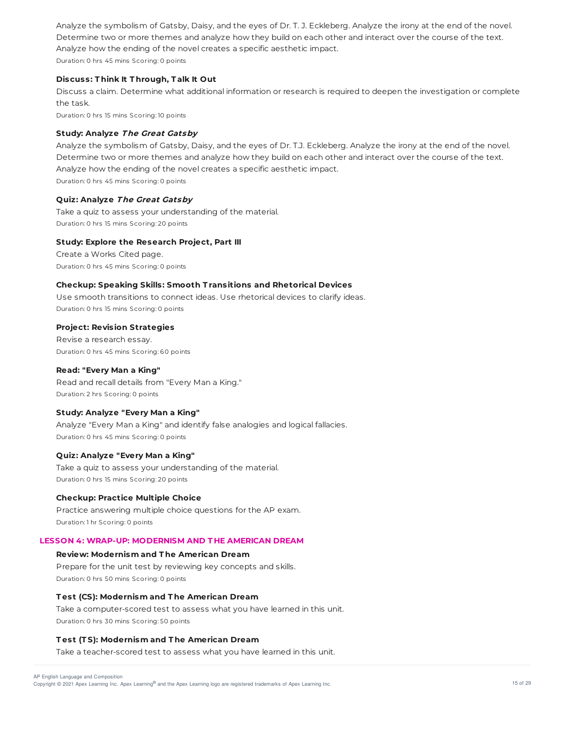Analyze the symbolism of Gatsby, Daisy, and the eyes of Dr. T. J. Eckleberg. Analyze the irony at the end of the novel. Determine two or more themes and analyze how they build on each other and interact over the course of the text. Analyze how the ending of the novel creates a specific aesthetic impact.

Duration: 0 hrs 45 mins Scoring: 0 points

**Discuss: Think It Through, Talk It Out**

Discuss a claim. Determine what additional information or research is required to deepen the investigation or complete the task.

Duration: 0 hrs 15 mins Scoring: 10 points

**Study: Analyze *The Great Gatsby***

Analyze the symbolism of Gatsby, Daisy, and the eyes of Dr. T.J. Eckleberg. Analyze the irony at the end of the novel. Determine two or more themes and analyze how they build on each other and interact over the course of the text. Analyze how the ending of the novel creates a specific aesthetic impact.

Duration: 0 hrs 45 mins Scoring: 0 points

**Quiz: Analyze *The Great Gatsby***

Take a quiz to assess your understanding of the material.

Duration: 0 hrs 15 mins Scoring: 20 points

**Study: Explore the Research Project, Part III**

Create a Works Cited page.

Duration: 0 hrs 45 mins Scoring: 0 points

**Checkup: Speaking Skills: Smooth Transitions and Rhetorical Devices**

Use smooth transitions to connect ideas. Use rhetorical devices to clarify ideas.

Duration: 0 hrs 15 mins Scoring: 0 points

**Project: Revision Strategies**

Revise a research essay.

Duration: 0 hrs 45 mins Scoring: 60 points

**Read: "Every Man a King"**

Read and recall details from "Every Man a King."

Duration: 2 hrs Scoring: 0 points

**Study: Analyze "Every Man a King"**

Analyze "Every Man a King" and identify false analogies and logical fallacies.

Duration: 0 hrs 45 mins Scoring: 0 points

**Quiz: Analyze "Every Man a King"**

Take a quiz to assess your understanding of the material.

Duration: 0 hrs 15 mins Scoring: 20 points

**Checkup: Practice Multiple Choice**

Practice answering multiple choice questions for the AP exam.

Duration: 1 hr Scoring: 0 points

## LESSON 4: WRAP-UP: MODERNISM AND THE AMERICAN DREAM

**Review: Modernism and The American Dream**

Prepare for the unit test by reviewing key concepts and skills.

Duration: 0 hrs 50 mins Scoring: 0 points

**Test (CS): Modernism and The American Dream**

Take a computer-scored test to assess what you have learned in this unit.

Duration: 0 hrs 30 mins Scoring: 50 points

**Test (TS): Modernism and The American Dream**

Take a teacher-scored test to assess what you have learned in this unit.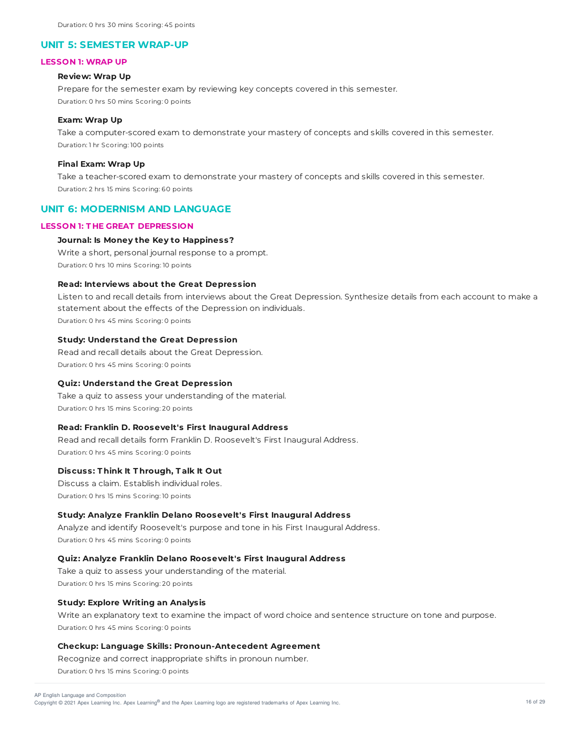Duration: 0 hrs 30 mins Scoring: 45 points

## UNIT 5: SEMESTER WRAP-UP

### LESSON 1: WRAP UP

**Review: Wrap Up**

Prepare for the semester exam by reviewing key concepts covered in this semester.

Duration: 0 hrs 50 mins Scoring: 0 points

**Exam: Wrap Up**

Take a computer-scored exam to demonstrate your mastery of concepts and skills covered in this semester.

Duration: 1 hr Scoring: 100 points

**Final Exam: Wrap Up**

Take a teacher-scored exam to demonstrate your mastery of concepts and skills covered in this semester.

Duration: 2 hrs 15 mins Scoring: 60 points

## UNIT 6: MODERNISM AND LANGUAGE

### LESSON 1: THE GREAT DEPRESSION

**Journal: Is Money the Key to Happiness?**

Write a short, personal journal response to a prompt.

Duration: 0 hrs 10 mins Scoring: 10 points

**Read: Interviews about the Great Depression**

Listen to and recall details from interviews about the Great Depression. Synthesize details from each account to make a statement about the effects of the Depression on individuals.

Duration: 0 hrs 45 mins Scoring: 0 points

**Study: Understand the Great Depression**

Read and recall details about the Great Depression.

Duration: 0 hrs 45 mins Scoring: 0 points

**Quiz: Understand the Great Depression**

Take a quiz to assess your understanding of the material.

Duration: 0 hrs 15 mins Scoring: 20 points

**Read: Franklin D. Roosevelt's First Inaugural Address**

Read and recall details form Franklin D. Roosevelt's First Inaugural Address.

Duration: 0 hrs 45 mins Scoring: 0 points

**Discuss: Think It Through, Talk It Out**

Discuss a claim. Establish individual roles.

Duration: 0 hrs 15 mins Scoring: 10 points

**Study: Analyze Franklin Delano Roosevelt's First Inaugural Address**

Analyze and identify Roosevelt's purpose and tone in his First Inaugural Address.

Duration: 0 hrs 45 mins Scoring: 0 points

**Quiz: Analyze Franklin Delano Roosevelt's First Inaugural Address**

Take a quiz to assess your understanding of the material.

Duration: 0 hrs 15 mins Scoring: 20 points

**Study: Explore Writing an Analysis**

Write an explanatory text to examine the impact of word choice and sentence structure on tone and purpose.

Duration: 0 hrs 45 mins Scoring: 0 points

**Checkup: Language Skills: Pronoun-Antecedent Agreement**

Recognize and correct inappropriate shifts in pronoun number.

Duration: 0 hrs 15 mins Scoring: 0 points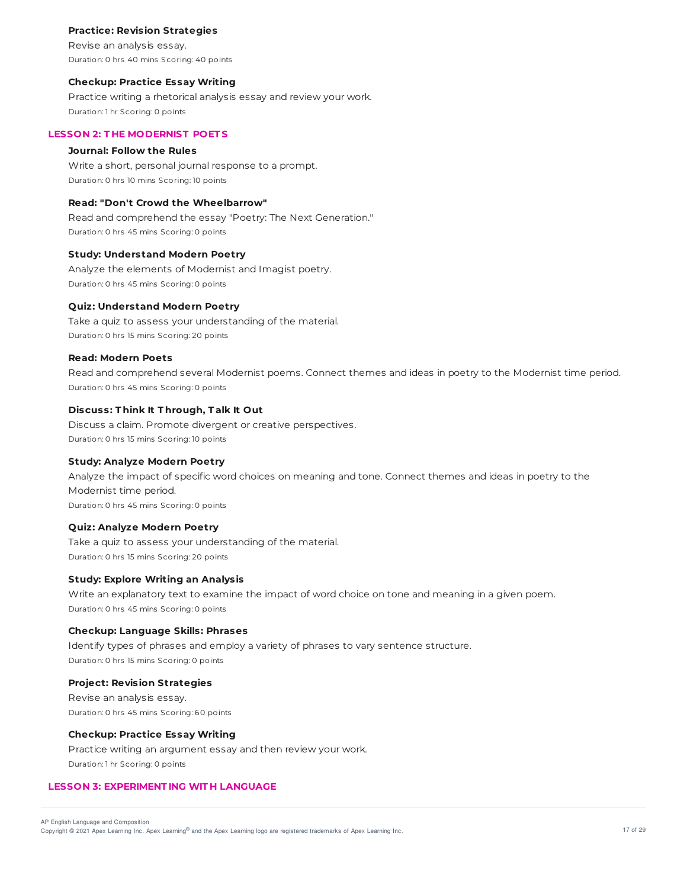**Practice: Revision Strategies**

Revise an analysis essay.

Duration: 0 hrs 40 mins Scoring: 40 points

**Checkup: Practice Essay Writing**

Practice writing a rhetorical analysis essay and review your work.

Duration: 1 hr Scoring: 0 points

## LESSON 2: THE MODERNIST POETS

**Journal: Follow the Rules**

Write a short, personal journal response to a prompt.

Duration: 0 hrs 10 mins Scoring: 10 points

**Read: "Don't Crowd the Wheelbarrow"**

Read and comprehend the essay "Poetry: The Next Generation."

Duration: 0 hrs 45 mins Scoring: 0 points

**Study: Understand Modern Poetry**

Analyze the elements of Modernist and Imagist poetry.

Duration: 0 hrs 45 mins Scoring: 0 points

**Quiz: Understand Modern Poetry**

Take a quiz to assess your understanding of the material.

Duration: 0 hrs 15 mins Scoring: 20 points

**Read: Modern Poets**

Read and comprehend several Modernist poems. Connect themes and ideas in poetry to the Modernist time period.

Duration: 0 hrs 45 mins Scoring: 0 points

**Discuss: Think It Through, Talk It Out**

Discuss a claim. Promote divergent or creative perspectives.

Duration: 0 hrs 15 mins Scoring: 10 points

**Study: Analyze Modern Poetry**

Analyze the impact of specific word choices on meaning and tone. Connect themes and ideas in poetry to the Modernist time period.

Duration: 0 hrs 45 mins Scoring: 0 points

**Quiz: Analyze Modern Poetry**

Take a quiz to assess your understanding of the material.

Duration: 0 hrs 15 mins Scoring: 20 points

**Study: Explore Writing an Analysis**

Write an explanatory text to examine the impact of word choice on tone and meaning in a given poem.

Duration: 0 hrs 45 mins Scoring: 0 points

**Checkup: Language Skills: Phrases**

Identify types of phrases and employ a variety of phrases to vary sentence structure.

Duration: 0 hrs 15 mins Scoring: 0 points

**Project: Revision Strategies**

Revise an analysis essay.

Duration: 0 hrs 45 mins Scoring: 60 points

**Checkup: Practice Essay Writing**

Practice writing an argument essay and then review your work.

Duration: 1 hr Scoring: 0 points

## LESSON 3: EXPERIMENTING WITH LANGUAGE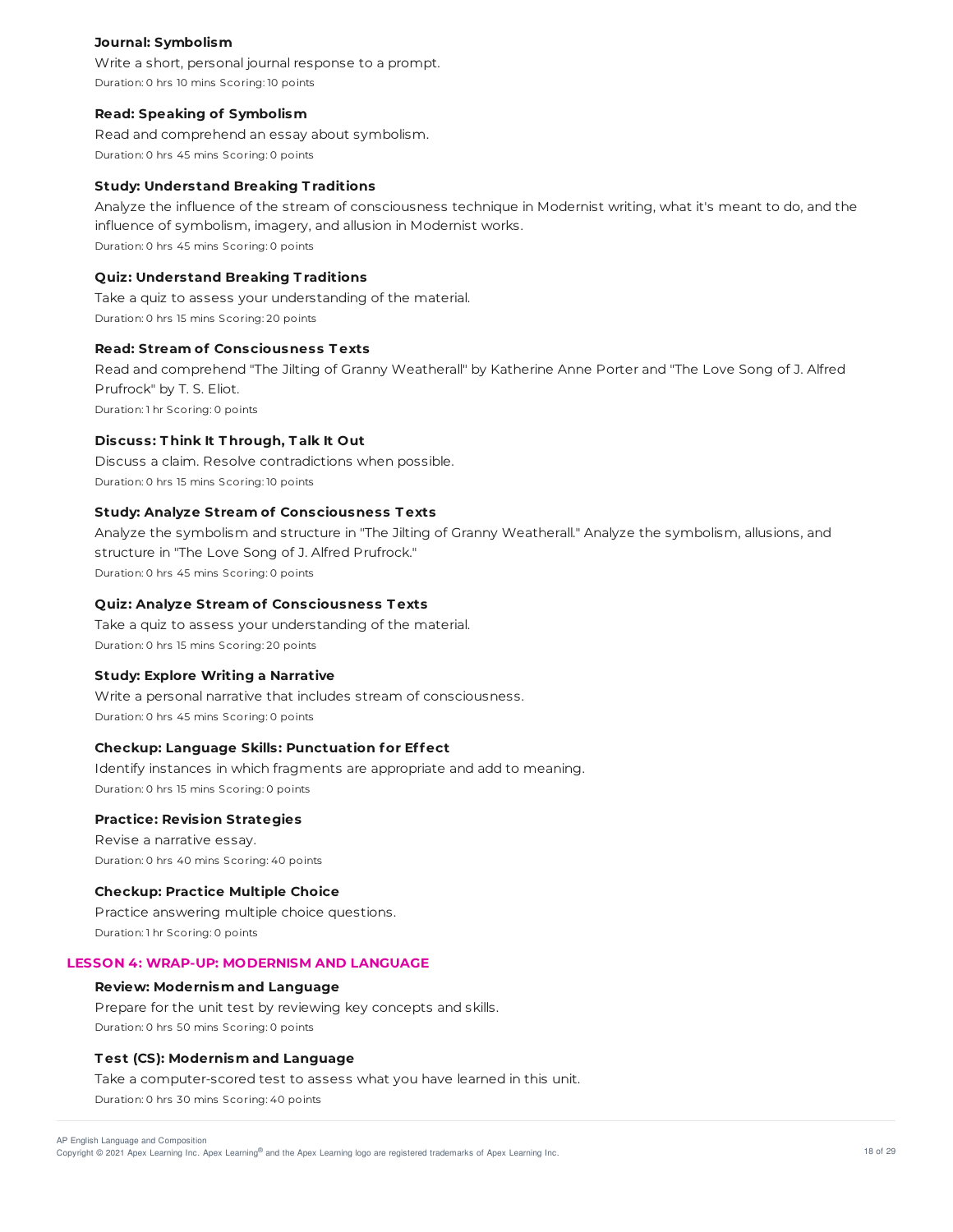**Journal: Symbolism**

Write a short, personal journal response to a prompt.

Duration: 0 hrs 10 mins Scoring: 10 points

**Read: Speaking of Symbolism**

Read and comprehend an essay about symbolism.

Duration: 0 hrs 45 mins Scoring: 0 points

**Study: Understand Breaking Traditions**

Analyze the influence of the stream of consciousness technique in Modernist writing, what it's meant to do, and the influence of symbolism, imagery, and allusion in Modernist works.

Duration: 0 hrs 45 mins Scoring: 0 points

**Quiz: Understand Breaking Traditions**

Take a quiz to assess your understanding of the material.

Duration: 0 hrs 15 mins Scoring: 20 points

**Read: Stream of Consciousness Texts**

Read and comprehend "The Jilting of Granny Weatherall" by Katherine Anne Porter and "The Love Song of J. Alfred Prufrock" by T. S. Eliot.

Duration: 1 hr Scoring: 0 points

**Discuss: Think It Through, Talk It Out**

Discuss a claim. Resolve contradictions when possible.

Duration: 0 hrs 15 mins Scoring: 10 points

**Study: Analyze Stream of Consciousness Texts**

Analyze the symbolism and structure in "The Jilting of Granny Weatherall." Analyze the symbolism, allusions, and structure in "The Love Song of J. Alfred Prufrock."

Duration: 0 hrs 45 mins Scoring: 0 points

**Quiz: Analyze Stream of Consciousness Texts**

Take a quiz to assess your understanding of the material.

Duration: 0 hrs 15 mins Scoring: 20 points

**Study: Explore Writing a Narrative**

Write a personal narrative that includes stream of consciousness.

Duration: 0 hrs 45 mins Scoring: 0 points

**Checkup: Language Skills: Punctuation for Effect**

Identify instances in which fragments are appropriate and add to meaning.

Duration: 0 hrs 15 mins Scoring: 0 points

**Practice: Revision Strategies**

Revise a narrative essay.

Duration: 0 hrs 40 mins Scoring: 40 points

**Checkup: Practice Multiple Choice**

Practice answering multiple choice questions.

Duration: 1 hr Scoring: 0 points

## LESSON 4: WRAP-UP: MODERNISM AND LANGUAGE

**Review: Modernism and Language**

Prepare for the unit test by reviewing key concepts and skills.

Duration: 0 hrs 50 mins Scoring: 0 points

**Test (CS): Modernism and Language**

Take a computer-scored test to assess what you have learned in this unit.

Duration: 0 hrs 30 mins Scoring: 40 points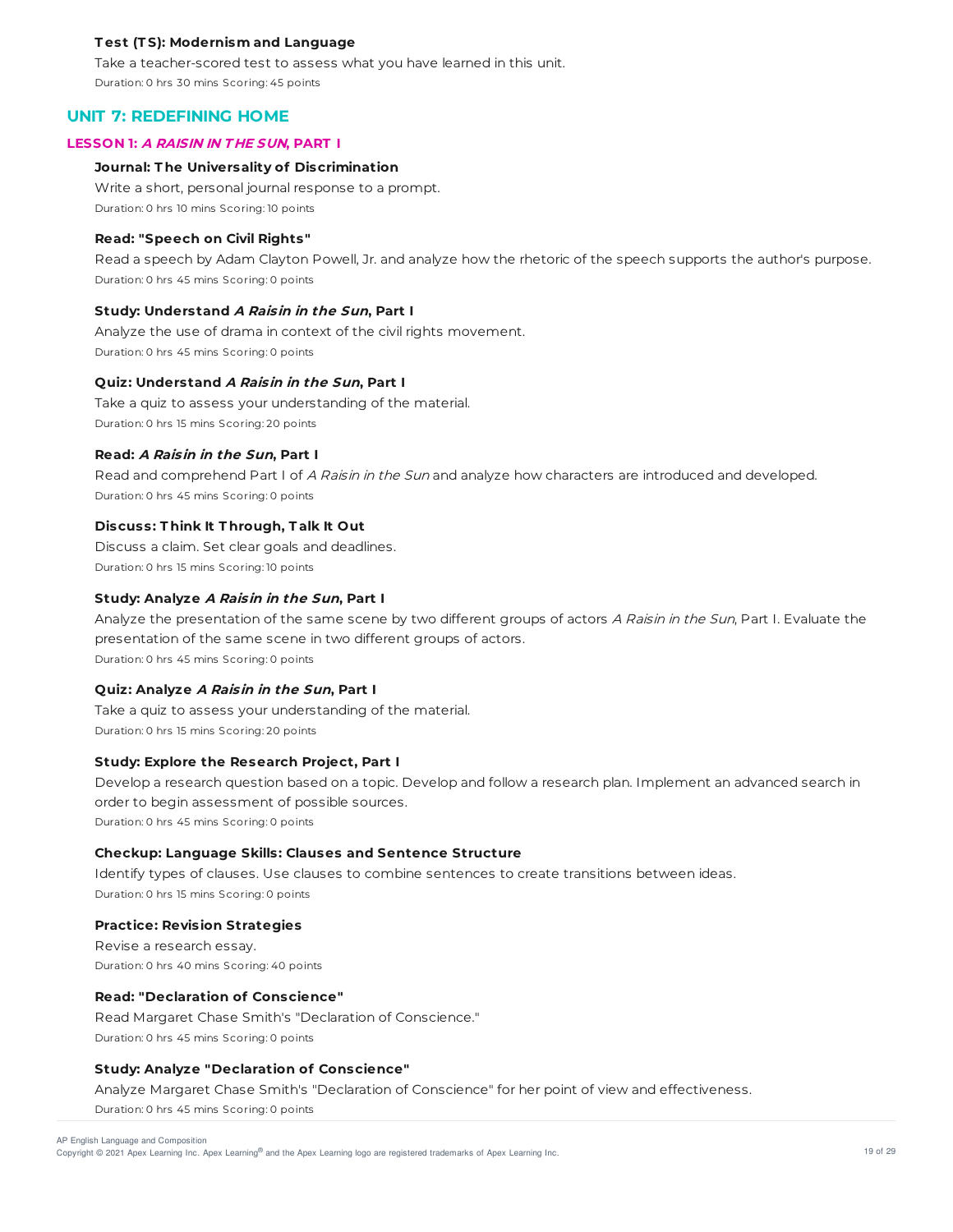**Test (TS): Modernism and Language**

Take a teacher-scored test to assess what you have learned in this unit.

Duration: 0 hrs 30 mins Scoring: 45 points

## UNIT 7: REDEFINING HOME

### LESSON 1: *A RAISIN IN THE SUN*, PART I

**Journal: The Universality of Discrimination**

Write a short, personal journal response to a prompt.

Duration: 0 hrs 10 mins Scoring: 10 points

**Read: "Speech on Civil Rights"**

Read a speech by Adam Clayton Powell, Jr. and analyze how the rhetoric of the speech supports the author's purpose.

Duration: 0 hrs 45 mins Scoring: 0 points

**Study: Understand *A Raisin in the Sun*, Part I**

Analyze the use of drama in context of the civil rights movement.

Duration: 0 hrs 45 mins Scoring: 0 points

**Quiz: Understand *A Raisin in the Sun*, Part I**

Take a quiz to assess your understanding of the material.

Duration: 0 hrs 15 mins Scoring: 20 points

**Read: *A Raisin in the Sun*, Part I**

Read and comprehend Part I of *A Raisin in the Sun* and analyze how characters are introduced and developed.

Duration: 0 hrs 45 mins Scoring: 0 points

**Discuss: Think It Through, Talk It Out**

Discuss a claim. Set clear goals and deadlines.

Duration: 0 hrs 15 mins Scoring: 10 points

**Study: Analyze *A Raisin in the Sun*, Part I**

Analyze the presentation of the same scene by two different groups of actors *A Raisin in the Sun*, Part I. Evaluate the presentation of the same scene in two different groups of actors.

Duration: 0 hrs 45 mins Scoring: 0 points

**Quiz: Analyze *A Raisin in the Sun*, Part I**

Take a quiz to assess your understanding of the material.

Duration: 0 hrs 15 mins Scoring: 20 points

**Study: Explore the Research Project, Part I**

Develop a research question based on a topic. Develop and follow a research plan. Implement an advanced search in order to begin assessment of possible sources.

Duration: 0 hrs 45 mins Scoring: 0 points

**Checkup: Language Skills: Clauses and Sentence Structure**

Identify types of clauses. Use clauses to combine sentences to create transitions between ideas.

Duration: 0 hrs 15 mins Scoring: 0 points

**Practice: Revision Strategies**

Revise a research essay.

Duration: 0 hrs 40 mins Scoring: 40 points

**Read: "Declaration of Conscience"**

Read Margaret Chase Smith's "Declaration of Conscience."

Duration: 0 hrs 45 mins Scoring: 0 points

**Study: Analyze "Declaration of Conscience"**

Analyze Margaret Chase Smith's "Declaration of Conscience" for her point of view and effectiveness.

Duration: 0 hrs 45 mins Scoring: 0 points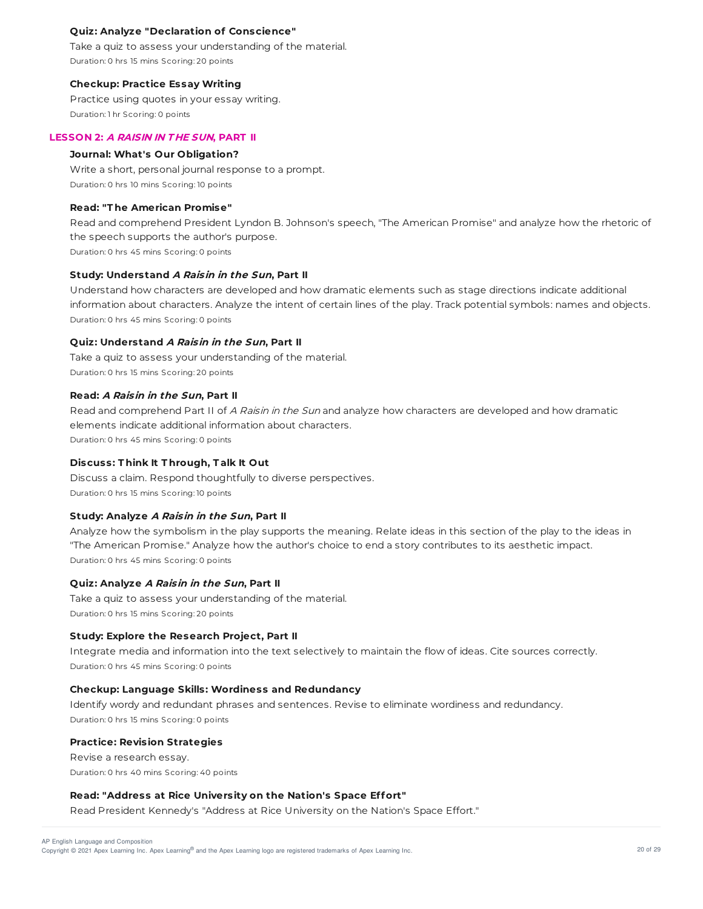#### Quiz: Analyze "Declaration of Conscience"

Take a quiz to assess your understanding of the material.

Duration: 0 hrs 15 mins Scoring: 20 points

#### Checkup: Practice Essay Writing

Practice using quotes in your essay writing.

Duration: 1 hr Scoring: 0 points

### LESSON 2: *A RAISIN IN THE SUN*, PART II

#### Journal: What's Our Obligation?

Write a short, personal journal response to a prompt.

Duration: 0 hrs 10 mins Scoring: 10 points

#### Read: "The American Promise"

Read and comprehend President Lyndon B. Johnson's speech, "The American Promise" and analyze how the rhetoric of the speech supports the author's purpose.

Duration: 0 hrs 45 mins Scoring: 0 points

#### Study: Understand *A Raisin in the Sun*, Part II

Understand how characters are developed and how dramatic elements such as stage directions indicate additional information about characters. Analyze the intent of certain lines of the play. Track potential symbols: names and objects.

Duration: 0 hrs 45 mins Scoring: 0 points

#### Quiz: Understand *A Raisin in the Sun*, Part II

Take a quiz to assess your understanding of the material.

Duration: 0 hrs 15 mins Scoring: 20 points

#### Read: *A Raisin in the Sun*, Part II

Read and comprehend Part II of *A Raisin in the Sun* and analyze how characters are developed and how dramatic elements indicate additional information about characters.

Duration: 0 hrs 45 mins Scoring: 0 points

#### Discuss: Think It Through, Talk It Out

Discuss a claim. Respond thoughtfully to diverse perspectives.

Duration: 0 hrs 15 mins Scoring: 10 points

#### Study: Analyze *A Raisin in the Sun*, Part II

Analyze how the symbolism in the play supports the meaning. Relate ideas in this section of the play to the ideas in "The American Promise." Analyze how the author's choice to end a story contributes to its aesthetic impact.

Duration: 0 hrs 45 mins Scoring: 0 points

#### Quiz: Analyze *A Raisin in the Sun*, Part II

Take a quiz to assess your understanding of the material.

Duration: 0 hrs 15 mins Scoring: 20 points

#### Study: Explore the Research Project, Part II

Integrate media and information into the text selectively to maintain the flow of ideas. Cite sources correctly.

Duration: 0 hrs 45 mins Scoring: 0 points

#### Checkup: Language Skills: Wordiness and Redundancy

Identify wordy and redundant phrases and sentences. Revise to eliminate wordiness and redundancy.

Duration: 0 hrs 15 mins Scoring: 0 points

#### Practice: Revision Strategies

Revise a research essay.

Duration: 0 hrs 40 mins Scoring: 40 points

#### Read: "Address at Rice University on the Nation's Space Effort"

Read President Kennedy's "Address at Rice University on the Nation's Space Effort."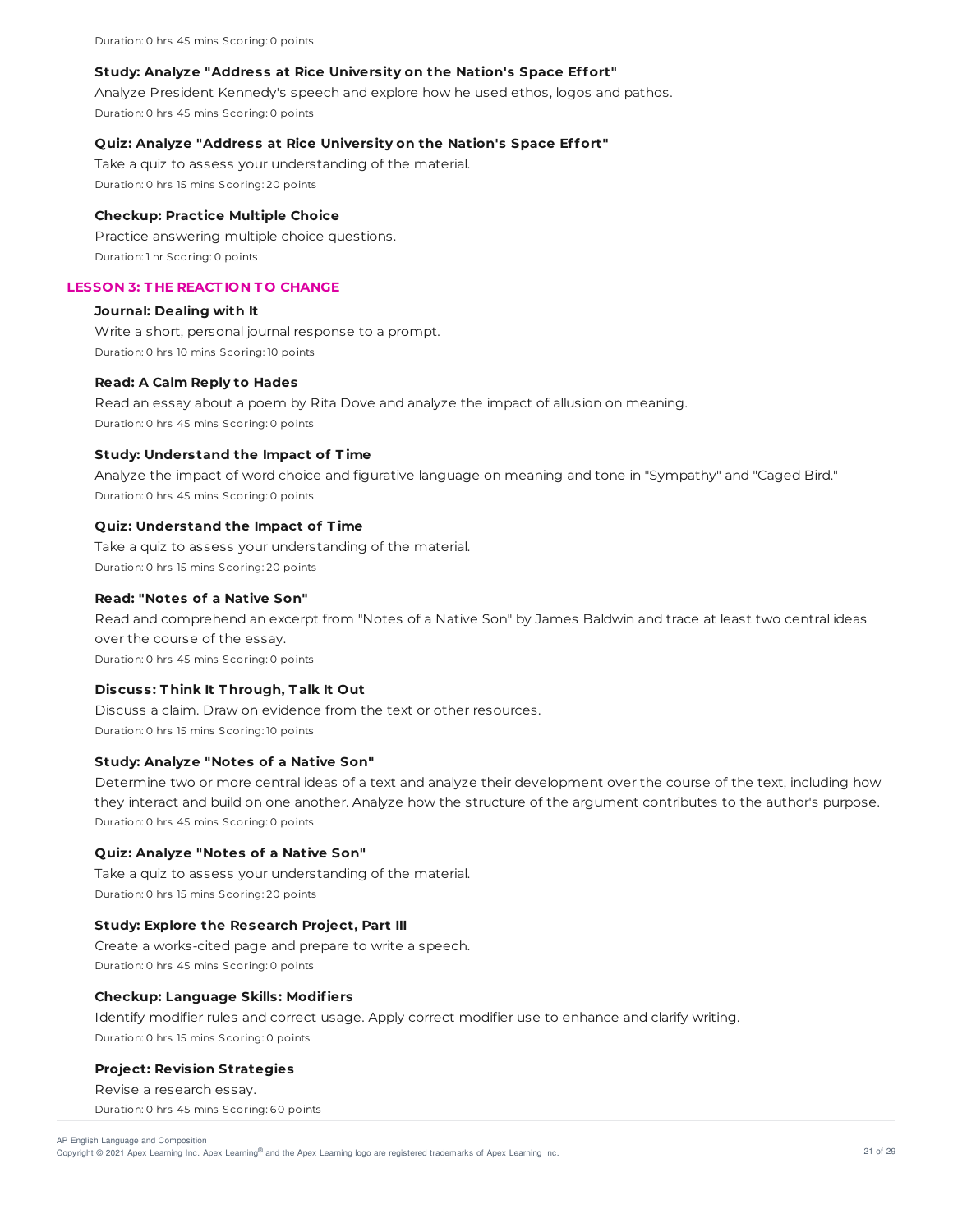Duration: 0 hrs 45 mins Scoring: 0 points

**Study: Analyze "Address at Rice University on the Nation's Space Effort"**

Analyze President Kennedy's speech and explore how he used ethos, logos and pathos.

Duration: 0 hrs 45 mins Scoring: 0 points

**Quiz: Analyze "Address at Rice University on the Nation's Space Effort"**

Take a quiz to assess your understanding of the material.

Duration: 0 hrs 15 mins Scoring: 20 points

**Checkup: Practice Multiple Choice**

Practice answering multiple choice questions.

Duration: 1 hr Scoring: 0 points

## LESSON 3: THE REACTION TO CHANGE

**Journal: Dealing with It**

Write a short, personal journal response to a prompt.

Duration: 0 hrs 10 mins Scoring: 10 points

**Read: A Calm Reply to Hades**

Read an essay about a poem by Rita Dove and analyze the impact of allusion on meaning.

Duration: 0 hrs 45 mins Scoring: 0 points

**Study: Understand the Impact of Time**

Analyze the impact of word choice and figurative language on meaning and tone in "Sympathy" and "Caged Bird."

Duration: 0 hrs 45 mins Scoring: 0 points

**Quiz: Understand the Impact of Time**

Take a quiz to assess your understanding of the material.

Duration: 0 hrs 15 mins Scoring: 20 points

**Read: "Notes of a Native Son"**

Read and comprehend an excerpt from "Notes of a Native Son" by James Baldwin and trace at least two central ideas over the course of the essay.

Duration: 0 hrs 45 mins Scoring: 0 points

**Discuss: Think It Through, Talk It Out**

Discuss a claim. Draw on evidence from the text or other resources.

Duration: 0 hrs 15 mins Scoring: 10 points

**Study: Analyze "Notes of a Native Son"**

Determine two or more central ideas of a text and analyze their development over the course of the text, including how they interact and build on one another. Analyze how the structure of the argument contributes to the author's purpose.

Duration: 0 hrs 45 mins Scoring: 0 points

**Quiz: Analyze "Notes of a Native Son"**

Take a quiz to assess your understanding of the material.

Duration: 0 hrs 15 mins Scoring: 20 points

**Study: Explore the Research Project, Part III**

Create a works-cited page and prepare to write a speech.

Duration: 0 hrs 45 mins Scoring: 0 points

**Checkup: Language Skills: Modifiers**

Identify modifier rules and correct usage. Apply correct modifier use to enhance and clarify writing.

Duration: 0 hrs 15 mins Scoring: 0 points

**Project: Revision Strategies**

Revise a research essay.

Duration: 0 hrs 45 mins Scoring: 60 points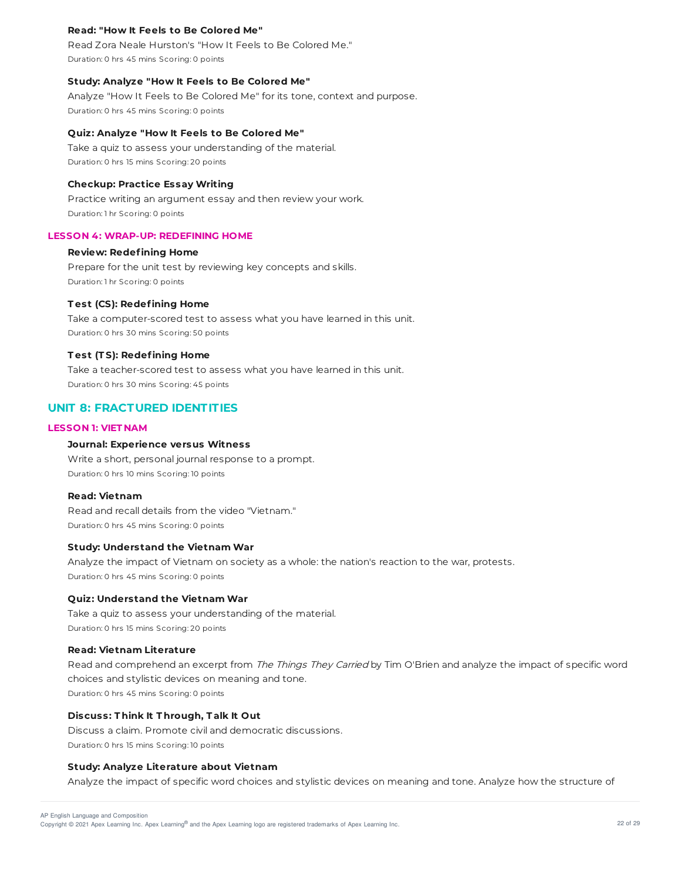**Read: "How It Feels to Be Colored Me"**

Read Zora Neale Hurston's "How It Feels to Be Colored Me."

Duration: 0 hrs 45 mins Scoring: 0 points

**Study: Analyze "How It Feels to Be Colored Me"**

Analyze "How It Feels to Be Colored Me" for its tone, context and purpose.

Duration: 0 hrs 45 mins Scoring: 0 points

**Quiz: Analyze "How It Feels to Be Colored Me"**

Take a quiz to assess your understanding of the material.

Duration: 0 hrs 15 mins Scoring: 20 points

**Checkup: Practice Essay Writing**

Practice writing an argument essay and then review your work.

Duration: 1 hr Scoring: 0 points

### LESSON 4: WRAP-UP: REDEFINING HOME

**Review: Redefining Home**

Prepare for the unit test by reviewing key concepts and skills.

Duration: 1 hr Scoring: 0 points

**Test (CS): Redefining Home**

Take a computer-scored test to assess what you have learned in this unit.

Duration: 0 hrs 30 mins Scoring: 50 points

**Test (TS): Redefining Home**

Take a teacher-scored test to assess what you have learned in this unit.

Duration: 0 hrs 30 mins Scoring: 45 points

## UNIT 8: FRACTURED IDENTITIES

### LESSON 1: VIETNAM

**Journal: Experience versus Witness**

Write a short, personal journal response to a prompt.

Duration: 0 hrs 10 mins Scoring: 10 points

**Read: Vietnam**

Read and recall details from the video "Vietnam."

Duration: 0 hrs 45 mins Scoring: 0 points

**Study: Understand the Vietnam War**

Analyze the impact of Vietnam on society as a whole: the nation's reaction to the war, protests.

Duration: 0 hrs 45 mins Scoring: 0 points

**Quiz: Understand the Vietnam War**

Take a quiz to assess your understanding of the material.

Duration: 0 hrs 15 mins Scoring: 20 points

**Read: Vietnam Literature**

Read and comprehend an excerpt from *The Things They Carried* by Tim O'Brien and analyze the impact of specific word choices and stylistic devices on meaning and tone.

Duration: 0 hrs 45 mins Scoring: 0 points

**Discuss: Think It Through, Talk It Out**

Discuss a claim. Promote civil and democratic discussions.

Duration: 0 hrs 15 mins Scoring: 10 points

**Study: Analyze Literature about Vietnam**

Analyze the impact of specific word choices and stylistic devices on meaning and tone. Analyze how the structure of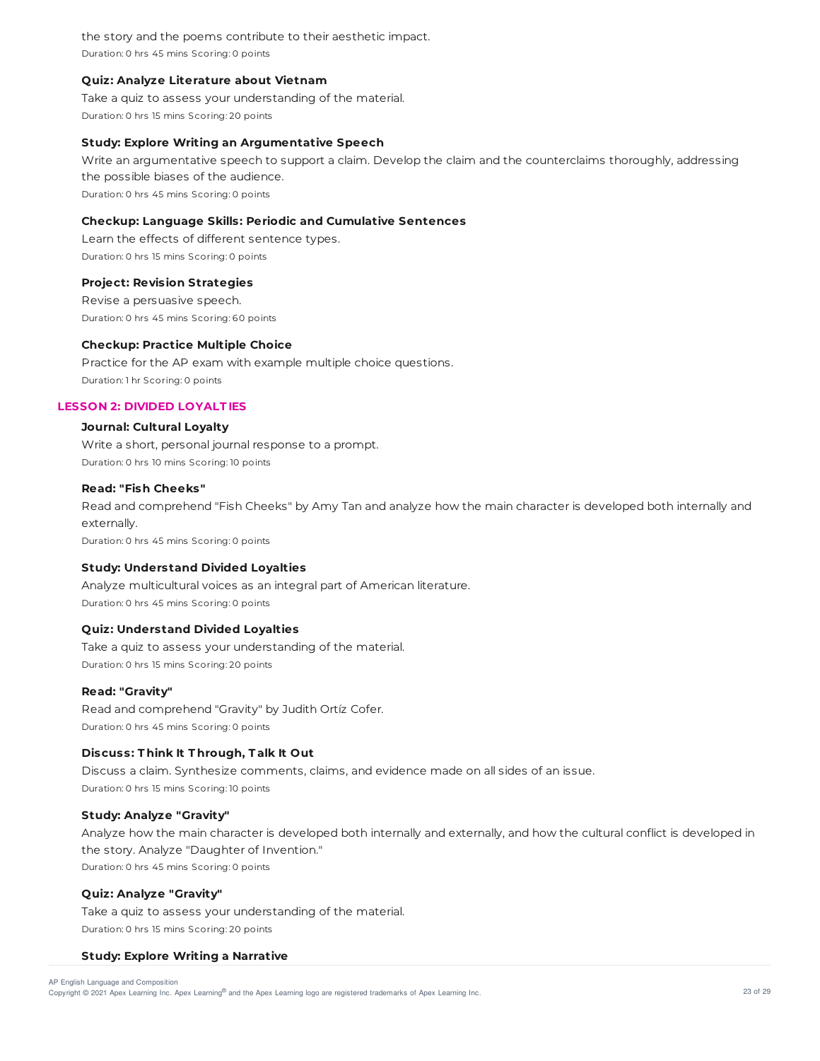the story and the poems contribute to their aesthetic impact.

Duration: 0 hrs 45 mins Scoring: 0 points

**Quiz: Analyze Literature about Vietnam**

Take a quiz to assess your understanding of the material.

Duration: 0 hrs 15 mins Scoring: 20 points

**Study: Explore Writing an Argumentative Speech**

Write an argumentative speech to support a claim. Develop the claim and the counterclaims thoroughly, addressing the possible biases of the audience.

Duration: 0 hrs 45 mins Scoring: 0 points

**Checkup: Language Skills: Periodic and Cumulative Sentences**

Learn the effects of different sentence types.

Duration: 0 hrs 15 mins Scoring: 0 points

**Project: Revision Strategies**

Revise a persuasive speech.

Duration: 0 hrs 45 mins Scoring: 60 points

**Checkup: Practice Multiple Choice**

Practice for the AP exam with example multiple choice questions.

Duration: 1 hr Scoring: 0 points

## LESSON 2: DIVIDED LOYALTIES

**Journal: Cultural Loyalty**

Write a short, personal journal response to a prompt.

Duration: 0 hrs 10 mins Scoring: 10 points

**Read: "Fish Cheeks"**

Read and comprehend "Fish Cheeks" by Amy Tan and analyze how the main character is developed both internally and externally.

Duration: 0 hrs 45 mins Scoring: 0 points

**Study: Understand Divided Loyalties**

Analyze multicultural voices as an integral part of American literature.

Duration: 0 hrs 45 mins Scoring: 0 points

**Quiz: Understand Divided Loyalties**

Take a quiz to assess your understanding of the material.

Duration: 0 hrs 15 mins Scoring: 20 points

**Read: "Gravity"**

Read and comprehend "Gravity" by Judith Ortíz Cofer.

Duration: 0 hrs 45 mins Scoring: 0 points

**Discuss: Think It Through, Talk It Out**

Discuss a claim. Synthesize comments, claims, and evidence made on all sides of an issue.

Duration: 0 hrs 15 mins Scoring: 10 points

**Study: Analyze "Gravity"**

Analyze how the main character is developed both internally and externally, and how the cultural conflict is developed in the story. Analyze "Daughter of Invention."

Duration: 0 hrs 45 mins Scoring: 0 points

**Quiz: Analyze "Gravity"**

Take a quiz to assess your understanding of the material.

Duration: 0 hrs 15 mins Scoring: 20 points

**Study: Explore Writing a Narrative**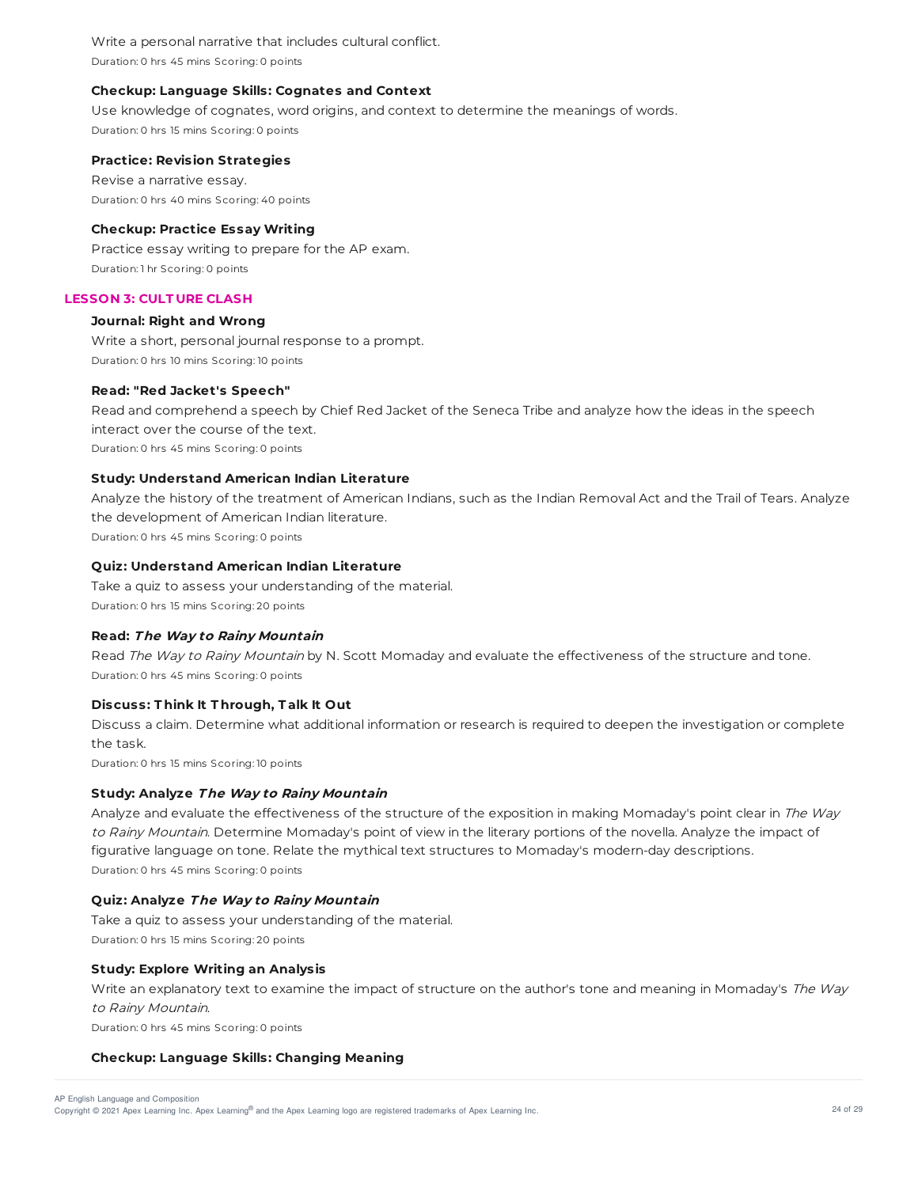Write a personal narrative that includes cultural conflict.

Duration: 0 hrs 45 mins Scoring: 0 points

**Checkup: Language Skills: Cognates and Context**

Use knowledge of cognates, word origins, and context to determine the meanings of words.

Duration: 0 hrs 15 mins Scoring: 0 points

**Practice: Revision Strategies**

Revise a narrative essay.

Duration: 0 hrs 40 mins Scoring: 40 points

**Checkup: Practice Essay Writing**

Practice essay writing to prepare for the AP exam.

Duration: 1 hr Scoring: 0 points

## LESSON 3: CULTURE CLASH

**Journal: Right and Wrong**

Write a short, personal journal response to a prompt.

Duration: 0 hrs 10 mins Scoring: 10 points

**Read: "Red Jacket's Speech"**

Read and comprehend a speech by Chief Red Jacket of the Seneca Tribe and analyze how the ideas in the speech interact over the course of the text.

Duration: 0 hrs 45 mins Scoring: 0 points

**Study: Understand American Indian Literature**

Analyze the history of the treatment of American Indians, such as the Indian Removal Act and the Trail of Tears. Analyze the development of American Indian literature.

Duration: 0 hrs 45 mins Scoring: 0 points

**Quiz: Understand American Indian Literature**

Take a quiz to assess your understanding of the material.

Duration: 0 hrs 15 mins Scoring: 20 points

**Read: *The Way to Rainy Mountain***

Read *The Way to Rainy Mountain* by N. Scott Momaday and evaluate the effectiveness of the structure and tone.

Duration: 0 hrs 45 mins Scoring: 0 points

**Discuss: Think It Through, Talk It Out**

Discuss a claim. Determine what additional information or research is required to deepen the investigation or complete the task.

Duration: 0 hrs 15 mins Scoring: 10 points

**Study: Analyze *The Way to Rainy Mountain***

Analyze and evaluate the effectiveness of the structure of the exposition in making Momaday's point clear in *The Way to Rainy Mountain*. Determine Momaday's point of view in the literary portions of the novella. Analyze the impact of figurative language on tone. Relate the mythical text structures to Momaday's modern-day descriptions.

Duration: 0 hrs 45 mins Scoring: 0 points

**Quiz: Analyze *The Way to Rainy Mountain***

Take a quiz to assess your understanding of the material.

Duration: 0 hrs 15 mins Scoring: 20 points

**Study: Explore Writing an Analysis**

Write an explanatory text to examine the impact of structure on the author's tone and meaning in Momaday's *The Way to Rainy Mountain*.

Duration: 0 hrs 45 mins Scoring: 0 points

**Checkup: Language Skills: Changing Meaning**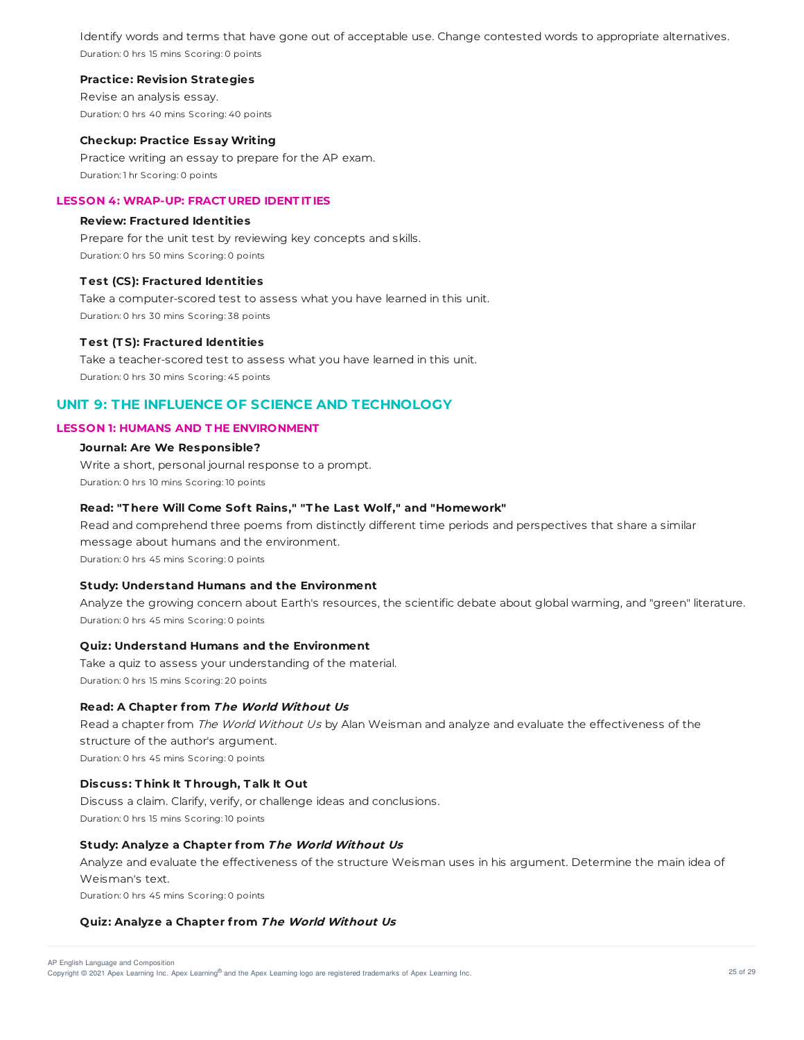Identify words and terms that have gone out of acceptable use. Change contested words to appropriate alternatives.
Duration: 0 hrs 15 mins Scoring: 0 points

**Practice: Revision Strategies**

Revise an analysis essay.
Duration: 0 hrs 40 mins Scoring: 40 points

**Checkup: Practice Essay Writing**

Practice writing an essay to prepare for the AP exam.
Duration: 1 hr Scoring: 0 points

### LESSON 4: WRAP-UP: FRACTURED IDENTITIES

**Review: Fractured Identities**

Prepare for the unit test by reviewing key concepts and skills.
Duration: 0 hrs 50 mins Scoring: 0 points

**Test (CS): Fractured Identities**

Take a computer-scored test to assess what you have learned in this unit.
Duration: 0 hrs 30 mins Scoring: 38 points

**Test (TS): Fractured Identities**

Take a teacher-scored test to assess what you have learned in this unit.
Duration: 0 hrs 30 mins Scoring: 45 points

## UNIT 9: THE INFLUENCE OF SCIENCE AND TECHNOLOGY

### LESSON 1: HUMANS AND THE ENVIRONMENT

**Journal: Are We Responsible?**

Write a short, personal journal response to a prompt.
Duration: 0 hrs 10 mins Scoring: 10 points

**Read: "There Will Come Soft Rains," "The Last Wolf," and "Homework"**

Read and comprehend three poems from distinctly different time periods and perspectives that share a similar message about humans and the environment.
Duration: 0 hrs 45 mins Scoring: 0 points

**Study: Understand Humans and the Environment**

Analyze the growing concern about Earth's resources, the scientific debate about global warming, and "green" literature.
Duration: 0 hrs 45 mins Scoring: 0 points

**Quiz: Understand Humans and the Environment**

Take a quiz to assess your understanding of the material.
Duration: 0 hrs 15 mins Scoring: 20 points

**Read: A Chapter from *The World Without Us***

Read a chapter from *The World Without Us* by Alan Weisman and analyze and evaluate the effectiveness of the structure of the author's argument.
Duration: 0 hrs 45 mins Scoring: 0 points

**Discuss: Think It Through, Talk It Out**

Discuss a claim. Clarify, verify, or challenge ideas and conclusions.
Duration: 0 hrs 15 mins Scoring: 10 points

**Study: Analyze a Chapter from *The World Without Us***

Analyze and evaluate the effectiveness of the structure Weisman uses in his argument. Determine the main idea of Weisman's text.
Duration: 0 hrs 45 mins Scoring: 0 points

**Quiz: Analyze a Chapter from *The World Without Us***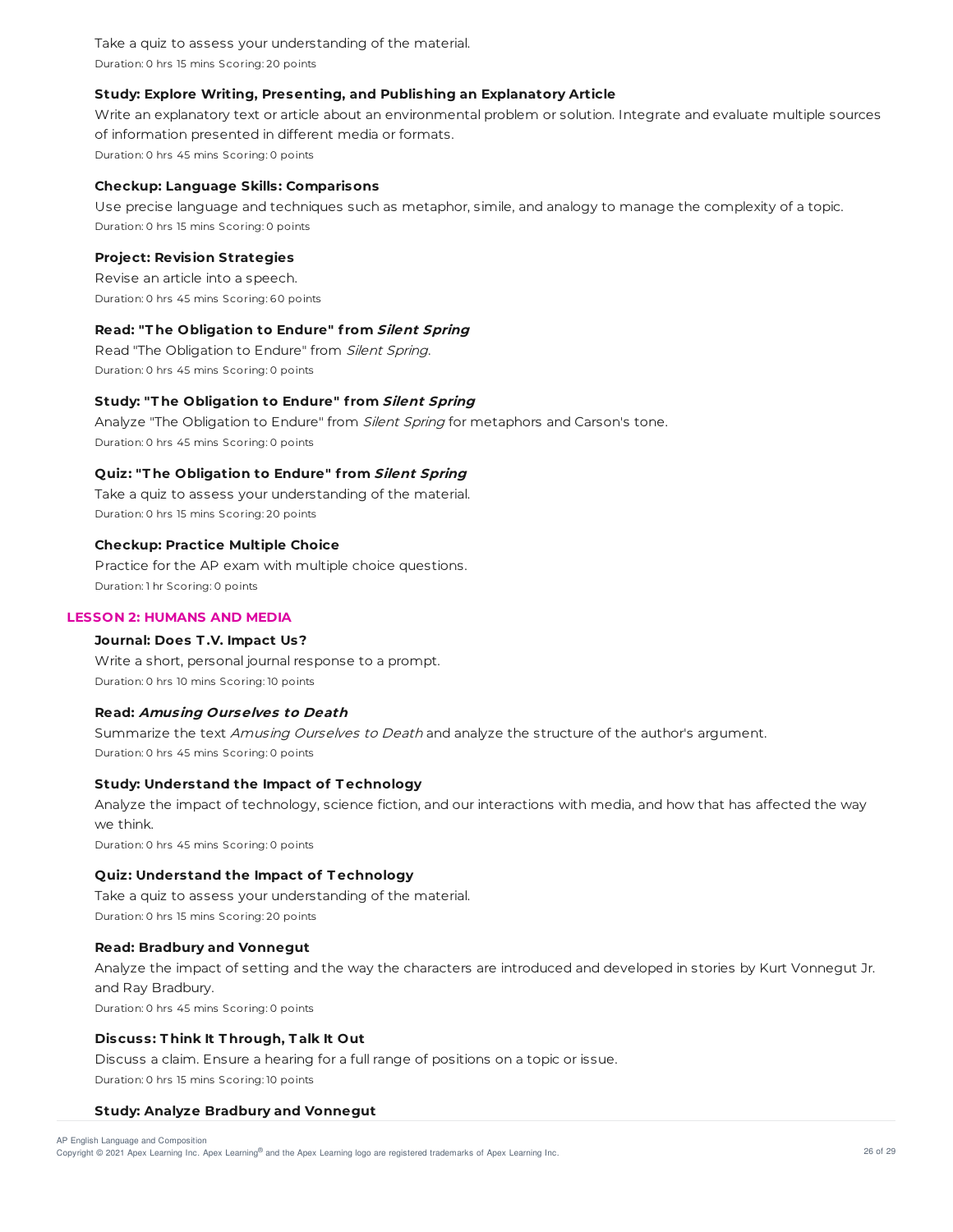Take a quiz to assess your understanding of the material.
Duration: 0 hrs 15 mins Scoring: 20 points

**Study: Explore Writing, Presenting, and Publishing an Explanatory Article**

Write an explanatory text or article about an environmental problem or solution. Integrate and evaluate multiple sources of information presented in different media or formats.
Duration: 0 hrs 45 mins Scoring: 0 points

**Checkup: Language Skills: Comparisons**

Use precise language and techniques such as metaphor, simile, and analogy to manage the complexity of a topic.
Duration: 0 hrs 15 mins Scoring: 0 points

**Project: Revision Strategies**

Revise an article into a speech.
Duration: 0 hrs 45 mins Scoring: 60 points

**Read: "The Obligation to Endure" from *Silent Spring***

Read "The Obligation to Endure" from *Silent Spring*.
Duration: 0 hrs 45 mins Scoring: 0 points

**Study: "The Obligation to Endure" from *Silent Spring***

Analyze "The Obligation to Endure" from *Silent Spring* for metaphors and Carson's tone.
Duration: 0 hrs 45 mins Scoring: 0 points

**Quiz: "The Obligation to Endure" from *Silent Spring***

Take a quiz to assess your understanding of the material.
Duration: 0 hrs 15 mins Scoring: 20 points

**Checkup: Practice Multiple Choice**

Practice for the AP exam with multiple choice questions.
Duration: 1 hr Scoring: 0 points

## LESSON 2: HUMANS AND MEDIA

**Journal: Does T.V. Impact Us?**

Write a short, personal journal response to a prompt.
Duration: 0 hrs 10 mins Scoring: 10 points

**Read: *Amusing Ourselves to Death***

Summarize the text *Amusing Ourselves to Death* and analyze the structure of the author's argument.
Duration: 0 hrs 45 mins Scoring: 0 points

**Study: Understand the Impact of Technology**

Analyze the impact of technology, science fiction, and our interactions with media, and how that has affected the way we think.
Duration: 0 hrs 45 mins Scoring: 0 points

**Quiz: Understand the Impact of Technology**

Take a quiz to assess your understanding of the material.
Duration: 0 hrs 15 mins Scoring: 20 points

**Read: Bradbury and Vonnegut**

Analyze the impact of setting and the way the characters are introduced and developed in stories by Kurt Vonnegut Jr. and Ray Bradbury.
Duration: 0 hrs 45 mins Scoring: 0 points

**Discuss: Think It Through, Talk It Out**

Discuss a claim. Ensure a hearing for a full range of positions on a topic or issue.
Duration: 0 hrs 15 mins Scoring: 10 points

**Study: Analyze Bradbury and Vonnegut**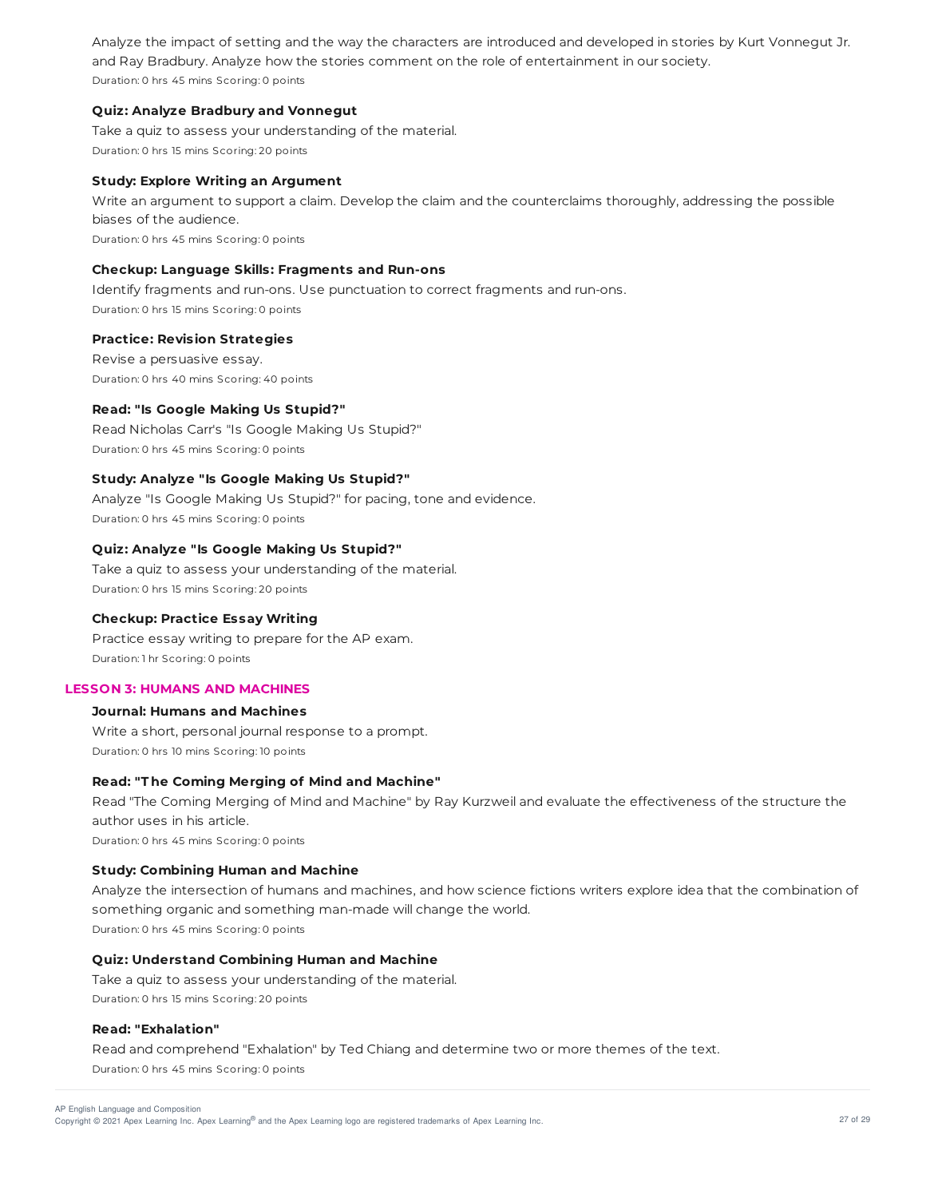Analyze the impact of setting and the way the characters are introduced and developed in stories by Kurt Vonnegut Jr. and Ray Bradbury. Analyze how the stories comment on the role of entertainment in our society.

Duration: 0 hrs 45 mins Scoring: 0 points

**Quiz: Analyze Bradbury and Vonnegut**

Take a quiz to assess your understanding of the material.

Duration: 0 hrs 15 mins Scoring: 20 points

**Study: Explore Writing an Argument**

Write an argument to support a claim. Develop the claim and the counterclaims thoroughly, addressing the possible biases of the audience.

Duration: 0 hrs 45 mins Scoring: 0 points

**Checkup: Language Skills: Fragments and Run-ons**

Identify fragments and run-ons. Use punctuation to correct fragments and run-ons.

Duration: 0 hrs 15 mins Scoring: 0 points

**Practice: Revision Strategies**

Revise a persuasive essay.

Duration: 0 hrs 40 mins Scoring: 40 points

**Read: "Is Google Making Us Stupid?"**

Read Nicholas Carr's "Is Google Making Us Stupid?"

Duration: 0 hrs 45 mins Scoring: 0 points

**Study: Analyze "Is Google Making Us Stupid?"**

Analyze "Is Google Making Us Stupid?" for pacing, tone and evidence.

Duration: 0 hrs 45 mins Scoring: 0 points

**Quiz: Analyze "Is Google Making Us Stupid?"**

Take a quiz to assess your understanding of the material.

Duration: 0 hrs 15 mins Scoring: 20 points

**Checkup: Practice Essay Writing**

Practice essay writing to prepare for the AP exam.

Duration: 1 hr Scoring: 0 points

## LESSON 3: HUMANS AND MACHINES

**Journal: Humans and Machines**

Write a short, personal journal response to a prompt.

Duration: 0 hrs 10 mins Scoring: 10 points

**Read: "The Coming Merging of Mind and Machine"**

Read "The Coming Merging of Mind and Machine" by Ray Kurzweil and evaluate the effectiveness of the structure the author uses in his article.

Duration: 0 hrs 45 mins Scoring: 0 points

**Study: Combining Human and Machine**

Analyze the intersection of humans and machines, and how science fictions writers explore idea that the combination of something organic and something man-made will change the world.

Duration: 0 hrs 45 mins Scoring: 0 points

**Quiz: Understand Combining Human and Machine**

Take a quiz to assess your understanding of the material.

Duration: 0 hrs 15 mins Scoring: 20 points

**Read: "Exhalation"**

Read and comprehend "Exhalation" by Ted Chiang and determine two or more themes of the text.

Duration: 0 hrs 45 mins Scoring: 0 points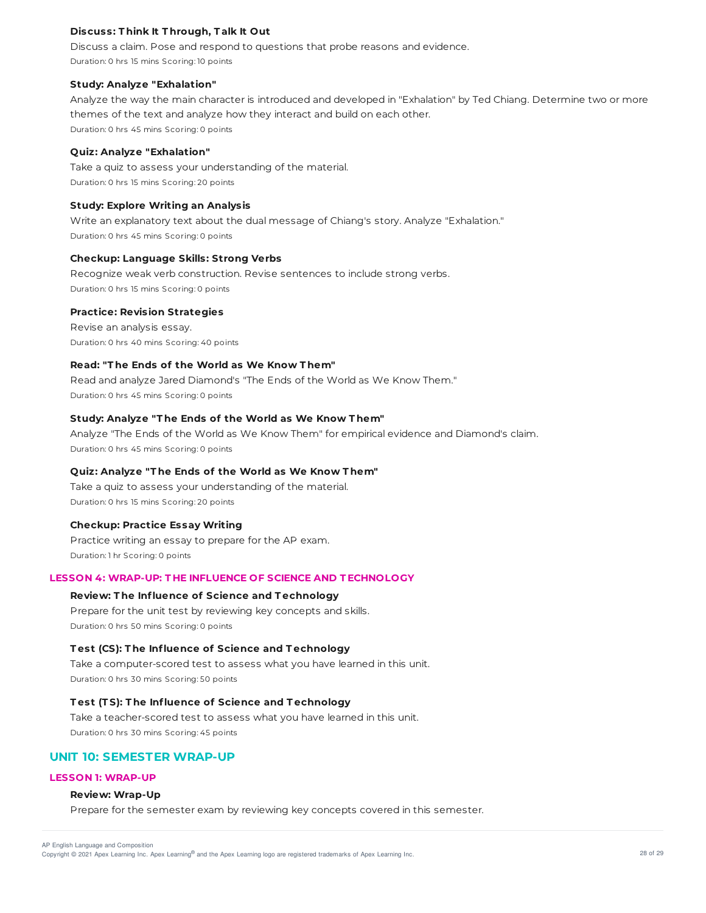#### Discuss: Think It Through, Talk It Out

Discuss a claim. Pose and respond to questions that probe reasons and evidence.

Duration: 0 hrs 15 mins Scoring: 10 points

#### Study: Analyze "Exhalation"

Analyze the way the main character is introduced and developed in "Exhalation" by Ted Chiang. Determine two or more themes of the text and analyze how they interact and build on each other.

Duration: 0 hrs 45 mins Scoring: 0 points

#### Quiz: Analyze "Exhalation"

Take a quiz to assess your understanding of the material.

Duration: 0 hrs 15 mins Scoring: 20 points

#### Study: Explore Writing an Analysis

Write an explanatory text about the dual message of Chiang's story. Analyze "Exhalation."

Duration: 0 hrs 45 mins Scoring: 0 points

#### Checkup: Language Skills: Strong Verbs

Recognize weak verb construction. Revise sentences to include strong verbs.

Duration: 0 hrs 15 mins Scoring: 0 points

#### Practice: Revision Strategies

Revise an analysis essay.

Duration: 0 hrs 40 mins Scoring: 40 points

#### Read: "The Ends of the World as We Know Them"

Read and analyze Jared Diamond's "The Ends of the World as We Know Them."

Duration: 0 hrs 45 mins Scoring: 0 points

#### Study: Analyze "The Ends of the World as We Know Them"

Analyze "The Ends of the World as We Know Them" for empirical evidence and Diamond's claim.

Duration: 0 hrs 45 mins Scoring: 0 points

#### Quiz: Analyze "The Ends of the World as We Know Them"

Take a quiz to assess your understanding of the material.

Duration: 0 hrs 15 mins Scoring: 20 points

#### Checkup: Practice Essay Writing

Practice writing an essay to prepare for the AP exam.

Duration: 1 hr Scoring: 0 points

### LESSON 4: WRAP-UP: THE INFLUENCE OF SCIENCE AND TECHNOLOGY

#### Review: The Influence of Science and Technology

Prepare for the unit test by reviewing key concepts and skills.

Duration: 0 hrs 50 mins Scoring: 0 points

#### Test (CS): The Influence of Science and Technology

Take a computer-scored test to assess what you have learned in this unit.

Duration: 0 hrs 30 mins Scoring: 50 points

#### Test (TS): The Influence of Science and Technology

Take a teacher-scored test to assess what you have learned in this unit.

Duration: 0 hrs 30 mins Scoring: 45 points

## UNIT 10: SEMESTER WRAP-UP

### LESSON 1: WRAP-UP

#### Review: Wrap-Up

Prepare for the semester exam by reviewing key concepts covered in this semester.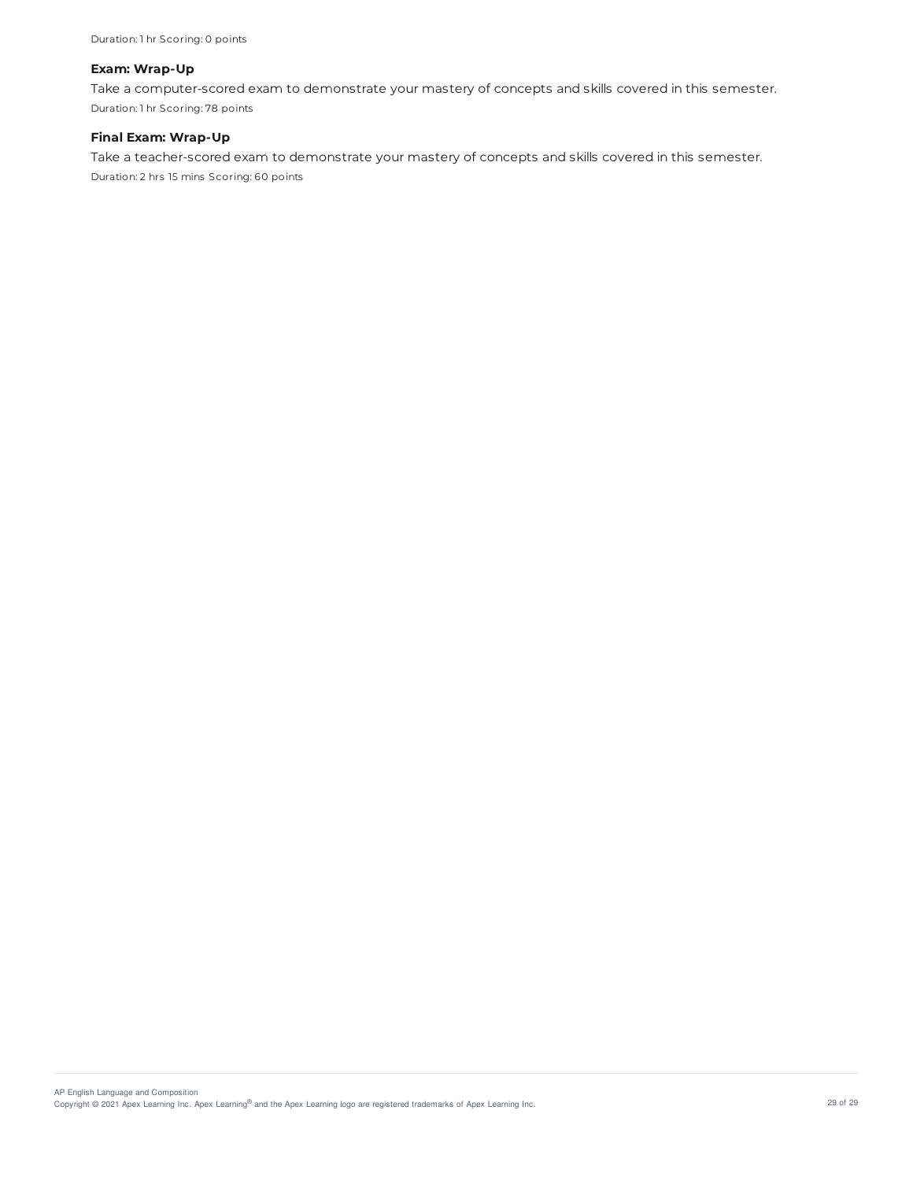Duration: 1 hr Scoring: 0 points

**Exam: Wrap-Up**

Take a computer-scored exam to demonstrate your mastery of concepts and skills covered in this semester.

Duration: 1 hr Scoring: 78 points

**Final Exam: Wrap-Up**

Take a teacher-scored exam to demonstrate your mastery of concepts and skills covered in this semester.

Duration: 2 hrs 15 mins Scoring: 60 points